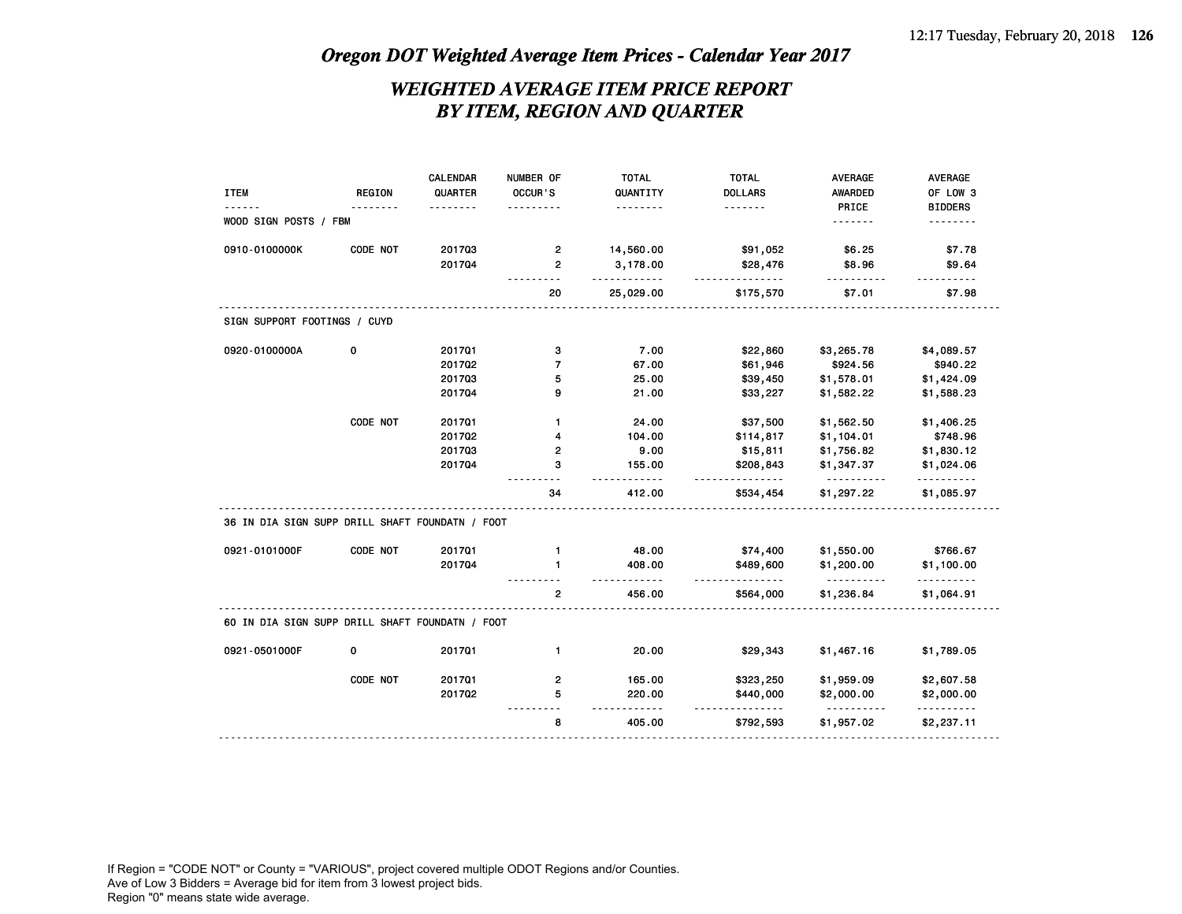# Oregon DOT Weighted Average Item Prices - Calendar Year 2017

## WEIGHTED AVERAGE ITEM PRICE REPORT
## BY ITEM, REGION AND QUARTER

| ITEM | REGION | CALENDAR QUARTER | NUMBER OF OCCUR'S | TOTAL QUANTITY | TOTAL DOLLARS | AVERAGE AWARDED PRICE | AVERAGE OF LOW 3 BIDDERS |
|---|---|---|---|---|---|---|---|
| WOOD SIGN POSTS / FBM | | | | | | | |
| 0910-0100000K | CODE NOT | 2017Q3 | 2 | 14,560.00 | $91,052 | $6.25 | $7.78 |
| | | 2017Q4 | 2 | 3,178.00 | $28,476 | $8.96 | $9.64 |
| | | | 20 | 25,029.00 | $175,570 | $7.01 | $7.98 |
| SIGN SUPPORT FOOTINGS / CUYD | | | | | | | |
| 0920-0100000A | 0 | 2017Q1 | 3 | 7.00 | $22,860 | $3,265.78 | $4,089.57 |
| | | 2017Q2 | 7 | 67.00 | $61,946 | $924.56 | $940.22 |
| | | 2017Q3 | 5 | 25.00 | $39,450 | $1,578.01 | $1,424.09 |
| | | 2017Q4 | 9 | 21.00 | $33,227 | $1,582.22 | $1,588.23 |
| | CODE NOT | 2017Q1 | 1 | 24.00 | $37,500 | $1,562.50 | $1,406.25 |
| | | 2017Q2 | 4 | 104.00 | $114,817 | $1,104.01 | $748.96 |
| | | 2017Q3 | 2 | 9.00 | $15,811 | $1,756.82 | $1,830.12 |
| | | 2017Q4 | 3 | 155.00 | $208,843 | $1,347.37 | $1,024.06 |
| | | | 34 | 412.00 | $534,454 | $1,297.22 | $1,085.97 |
| 36 IN DIA SIGN SUPP DRILL SHAFT FOUNDATN / FOOT | | | | | | | |
| 0921-0101000F | CODE NOT | 2017Q1 | 1 | 48.00 | $74,400 | $1,550.00 | $766.67 |
| | | 2017Q4 | 1 | 408.00 | $489,600 | $1,200.00 | $1,100.00 |
| | | | 2 | 456.00 | $564,000 | $1,236.84 | $1,064.91 |
| 60 IN DIA SIGN SUPP DRILL SHAFT FOUNDATN / FOOT | | | | | | | |
| 0921-0501000F | 0 | 2017Q1 | 1 | 20.00 | $29,343 | $1,467.16 | $1,789.05 |
| | CODE NOT | 2017Q1 | 2 | 165.00 | $323,250 | $1,959.09 | $2,607.58 |
| | | 2017Q2 | 5 | 220.00 | $440,000 | $2,000.00 | $2,000.00 |
| | | | 8 | 405.00 | $792,593 | $1,957.02 | $2,237.11 |

If Region = "CODE NOT" or County = "VARIOUS", project covered multiple ODOT Regions and/or Counties.
Ave of Low 3 Bidders = Average bid for item from 3 lowest project bids.
Region "0" means state wide average.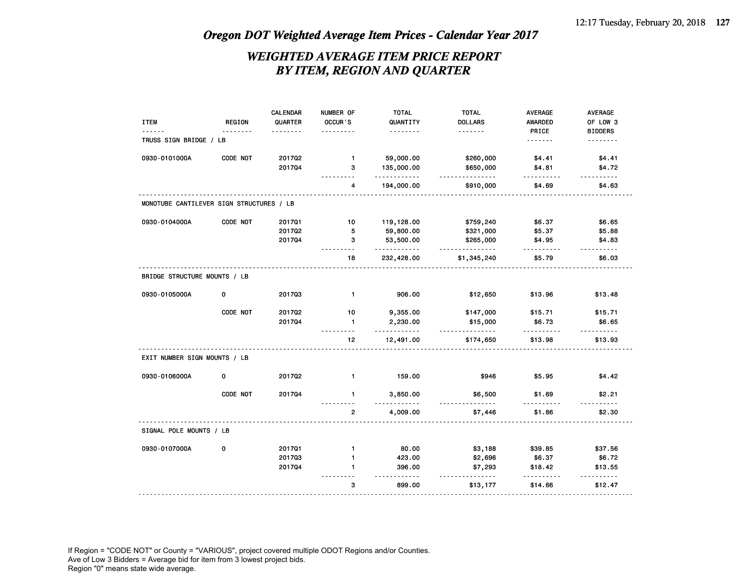# Oregon DOT Weighted Average Item Prices - Calendar Year 2017

## WEIGHTED AVERAGE ITEM PRICE REPORT BY ITEM, REGION AND QUARTER

| ITEM | REGION | CALENDAR QUARTER | NUMBER OF OCCUR'S | TOTAL QUANTITY | TOTAL DOLLARS | AVERAGE AWARDED PRICE | AVERAGE OF LOW 3 BIDDERS |
|---|---|---|---|---|---|---|---|
| TRUSS SIGN BRIDGE / LB | | | | | | | |
| 0930-0101000A | CODE NOT | 2017Q2 | 1 | 59,000.00 | $260,000 | $4.41 | $4.41 |
| | | 2017Q4 | 3 | 135,000.00 | $650,000 | $4.81 | $4.72 |
| | | | 4 | 194,000.00 | $910,000 | $4.69 | $4.63 |
| MONOTUBE CANTILEVER SIGN STRUCTURES / LB | | | | | | | |
| 0930-0104000A | CODE NOT | 2017Q1 | 10 | 119,128.00 | $759,240 | $6.37 | $6.65 |
| | | 2017Q2 | 5 | 59,800.00 | $321,000 | $5.37 | $5.88 |
| | | 2017Q4 | 3 | 53,500.00 | $265,000 | $4.95 | $4.83 |
| | | | 18 | 232,428.00 | $1,345,240 | $5.79 | $6.03 |
| BRIDGE STRUCTURE MOUNTS / LB | | | | | | | |
| 0930-0105000A | 0 | 2017Q3 | 1 | 906.00 | $12,650 | $13.96 | $13.48 |
| | CODE NOT | 2017Q2 | 10 | 9,355.00 | $147,000 | $15.71 | $15.71 |
| | | 2017Q4 | 1 | 2,230.00 | $15,000 | $6.73 | $6.65 |
| | | | 12 | 12,491.00 | $174,650 | $13.98 | $13.93 |
| EXIT NUMBER SIGN MOUNTS / LB | | | | | | | |
| 0930-0106000A | 0 | 2017Q2 | 1 | 159.00 | $946 | $5.95 | $4.42 |
| | CODE NOT | 2017Q4 | 1 | 3,850.00 | $6,500 | $1.69 | $2.21 |
| | | | 2 | 4,009.00 | $7,446 | $1.86 | $2.30 |
| SIGNAL POLE MOUNTS / LB | | | | | | | |
| 0930-0107000A | 0 | 2017Q1 | 1 | 80.00 | $3,188 | $39.85 | $37.56 |
| | | 2017Q3 | 1 | 423.00 | $2,696 | $6.37 | $6.72 |
| | | 2017Q4 | 1 | 396.00 | $7,293 | $18.42 | $13.55 |
| | | | 3 | 899.00 | $13,177 | $14.66 | $12.47 |

If Region = "CODE NOT" or County = "VARIOUS", project covered multiple ODOT Regions and/or Counties.
Ave of Low 3 Bidders = Average bid for item from 3 lowest project bids.
Region "0" means state wide average.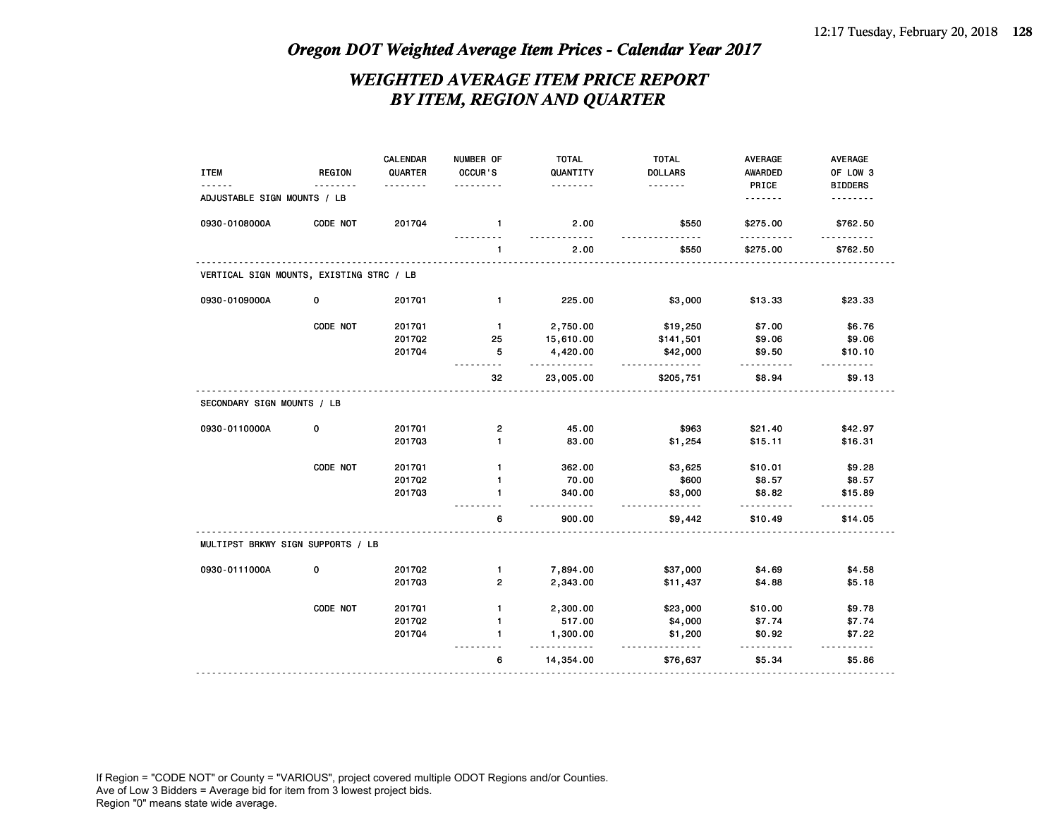## *Oregon DOT Weighted Average Item Prices - Calendar Year 2017*

## *WEIGHTED AVERAGE ITEM PRICE REPORT BY ITEM, REGION AND QUARTER*

| ITEM | REGION | CALENDAR QUARTER | NUMBER OF OCCUR'S | TOTAL QUANTITY | TOTAL DOLLARS | AVERAGE AWARDED PRICE | AVERAGE OF LOW 3 BIDDERS |
|---|---|---|---|---|---|---|---|
| ADJUSTABLE SIGN MOUNTS / LB | | | | | | | |
| 0930-0108000A | CODE NOT | 2017Q4 | 1 | 2.00 | $550 | $275.00 | $762.50 |
| | | | 1 | 2.00 | $550 | $275.00 | $762.50 |
| VERTICAL SIGN MOUNTS, EXISTING STRC / LB | | | | | | | |
| 0930-0109000A | 0 | 2017Q1 | 1 | 225.00 | $3,000 | $13.33 | $23.33 |
| | CODE NOT | 2017Q1 | 1 | 2,750.00 | $19,250 | $7.00 | $6.76 |
| | | 2017Q2 | 25 | 15,610.00 | $141,501 | $9.06 | $9.06 |
| | | 2017Q4 | 5 | 4,420.00 | $42,000 | $9.50 | $10.10 |
| | | | 32 | 23,005.00 | $205,751 | $8.94 | $9.13 |
| SECONDARY SIGN MOUNTS / LB | | | | | | | |
| 0930-0110000A | 0 | 2017Q1 | 2 | 45.00 | $963 | $21.40 | $42.97 |
| | | 2017Q3 | 1 | 83.00 | $1,254 | $15.11 | $16.31 |
| | CODE NOT | 2017Q1 | 1 | 362.00 | $3,625 | $10.01 | $9.28 |
| | | 2017Q2 | 1 | 70.00 | $600 | $8.57 | $8.57 |
| | | 2017Q3 | 1 | 340.00 | $3,000 | $8.82 | $15.89 |
| | | | 6 | 900.00 | $9,442 | $10.49 | $14.05 |
| MULTIPST BRKWY SIGN SUPPORTS / LB | | | | | | | |
| 0930-0111000A | 0 | 2017Q2 | 1 | 7,894.00 | $37,000 | $4.69 | $4.58 |
| | | 2017Q3 | 2 | 2,343.00 | $11,437 | $4.88 | $5.18 |
| | CODE NOT | 2017Q1 | 1 | 2,300.00 | $23,000 | $10.00 | $9.78 |
| | | 2017Q2 | 1 | 517.00 | $4,000 | $7.74 | $7.74 |
| | | 2017Q4 | 1 | 1,300.00 | $1,200 | $0.92 | $7.22 |
| | | | 6 | 14,354.00 | $76,637 | $5.34 | $5.86 |

If Region = "CODE NOT" or County = "VARIOUS", project covered multiple ODOT Regions and/or Counties.
Ave of Low 3 Bidders = Average bid for item from 3 lowest project bids.
Region "0" means state wide average.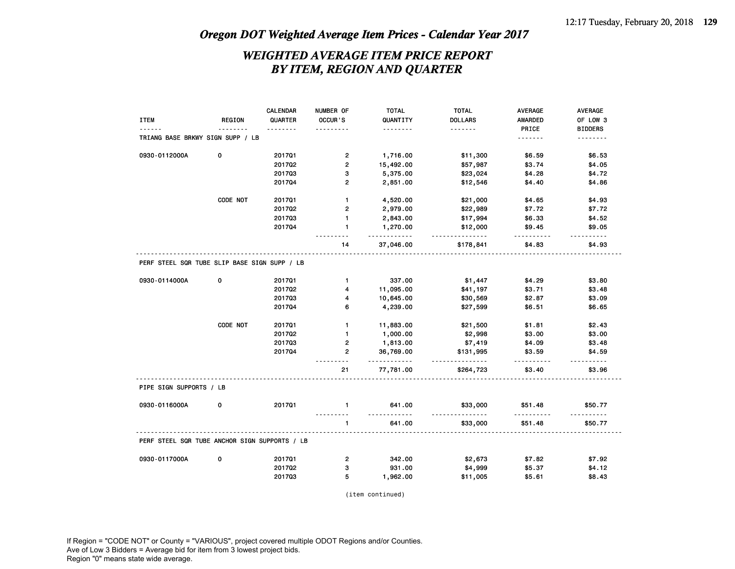## Oregon DOT Weighted Average Item Prices - Calendar Year 2017

## WEIGHTED AVERAGE ITEM PRICE REPORT BY ITEM, REGION AND QUARTER

| ITEM | REGION | CALENDAR QUARTER | NUMBER OF OCCUR'S | TOTAL QUANTITY | TOTAL DOLLARS | AVERAGE AWARDED PRICE | AVERAGE OF LOW 3 BIDDERS |
|---|---|---|---|---|---|---|---|
| **TRIANG BASE BRKWY SIGN SUPP / LB** | | | | | | | |
| 0930-0112000A | 0 | 2017Q1 | 2 | 1,716.00 | $11,300 | $6.59 | $6.53 |
| | | 2017Q2 | 2 | 15,492.00 | $57,987 | $3.74 | $4.05 |
| | | 2017Q3 | 3 | 5,375.00 | $23,024 | $4.28 | $4.72 |
| | | 2017Q4 | 2 | 2,851.00 | $12,546 | $4.40 | $4.86 |
| | CODE NOT | 2017Q1 | 1 | 4,520.00 | $21,000 | $4.65 | $4.93 |
| | | 2017Q2 | 2 | 2,979.00 | $22,989 | $7.72 | $7.72 |
| | | 2017Q3 | 1 | 2,843.00 | $17,994 | $6.33 | $4.52 |
| | | 2017Q4 | 1 | 1,270.00 | $12,000 | $9.45 | $9.05 |
| | | | 14 | 37,046.00 | $178,841 | $4.83 | $4.93 |
| **PERF STEEL SQR TUBE SLIP BASE SIGN SUPP / LB** | | | | | | | |
| 0930-0114000A | 0 | 2017Q1 | 1 | 337.00 | $1,447 | $4.29 | $3.80 |
| | | 2017Q2 | 4 | 11,095.00 | $41,197 | $3.71 | $3.48 |
| | | 2017Q3 | 4 | 10,645.00 | $30,569 | $2.87 | $3.09 |
| | | 2017Q4 | 6 | 4,239.00 | $27,599 | $6.51 | $6.65 |
| | CODE NOT | 2017Q1 | 1 | 11,883.00 | $21,500 | $1.81 | $2.43 |
| | | 2017Q2 | 1 | 1,000.00 | $2,998 | $3.00 | $3.00 |
| | | 2017Q3 | 2 | 1,813.00 | $7,419 | $4.09 | $3.48 |
| | | 2017Q4 | 2 | 36,769.00 | $131,995 | $3.59 | $4.59 |
| | | | 21 | 77,781.00 | $264,723 | $3.40 | $3.96 |
| **PIPE SIGN SUPPORTS / LB** | | | | | | | |
| 0930-0116000A | 0 | 2017Q1 | 1 | 641.00 | $33,000 | $51.48 | $50.77 |
| | | | 1 | 641.00 | $33,000 | $51.48 | $50.77 |
| **PERF STEEL SQR TUBE ANCHOR SIGN SUPPORTS / LB** | | | | | | | |
| 0930-0117000A | 0 | 2017Q1 | 2 | 342.00 | $2,673 | $7.82 | $7.92 |
| | | 2017Q2 | 3 | 931.00 | $4,999 | $5.37 | $4.12 |
| | | 2017Q3 | 5 | 1,962.00 | $11,005 | $5.61 | $8.43 |

(item continued)

If Region = "CODE NOT" or County = "VARIOUS", project covered multiple ODOT Regions and/or Counties.
Ave of Low 3 Bidders = Average bid for item from 3 lowest project bids.
Region "0" means state wide average.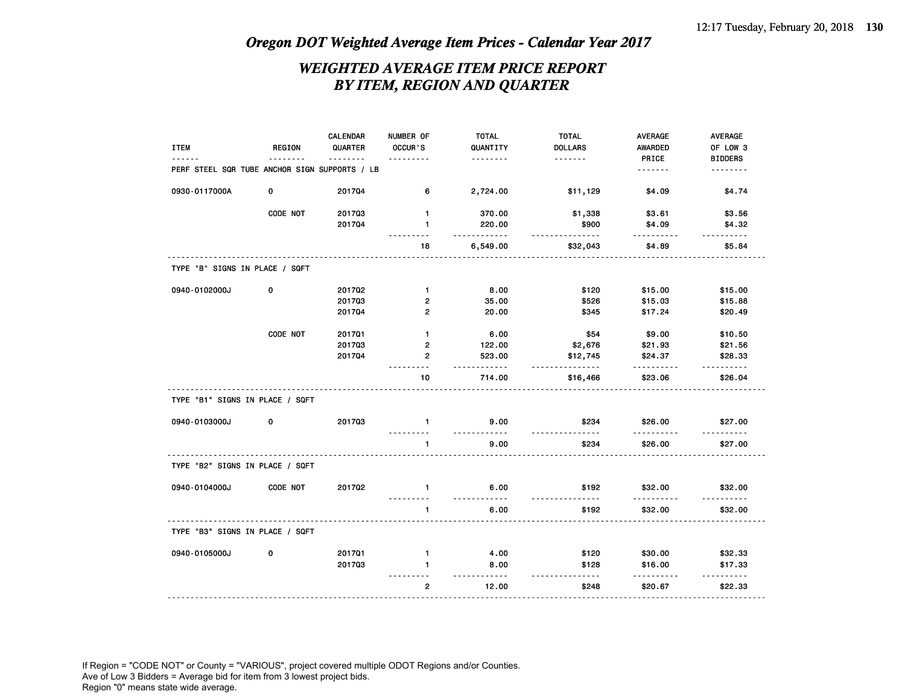# Oregon DOT Weighted Average Item Prices - Calendar Year 2017

## WEIGHTED AVERAGE ITEM PRICE REPORT BY ITEM, REGION AND QUARTER

| ITEM | REGION | CALENDAR QUARTER | NUMBER OF OCCUR'S | TOTAL QUANTITY | TOTAL DOLLARS | AVERAGE AWARDED PRICE | AVERAGE OF LOW 3 BIDDERS |
|---|---|---|---|---|---|---|---|
| PERF STEEL SQR TUBE ANCHOR SIGN SUPPORTS / LB | | | | | | | |
| 0930-0117000A | 0 | 2017Q4 | 6 | 2,724.00 | $11,129 | $4.09 | $4.74 |
| | CODE NOT | 2017Q3 | 1 | 370.00 | $1,338 | $3.61 | $3.56 |
| | | 2017Q4 | 1 | 220.00 | $900 | $4.09 | $4.32 |
| | | | 18 | 6,549.00 | $32,043 | $4.89 | $5.84 |
| TYPE "B" SIGNS IN PLACE / SQFT | | | | | | | |
| 0940-0102000J | 0 | 2017Q2 | 1 | 8.00 | $120 | $15.00 | $15.00 |
| | | 2017Q3 | 2 | 35.00 | $526 | $15.03 | $15.88 |
| | | 2017Q4 | 2 | 20.00 | $345 | $17.24 | $20.49 |
| | CODE NOT | 2017Q1 | 1 | 6.00 | $54 | $9.00 | $10.50 |
| | | 2017Q3 | 2 | 122.00 | $2,676 | $21.93 | $21.56 |
| | | 2017Q4 | 2 | 523.00 | $12,745 | $24.37 | $28.33 |
| | | | 10 | 714.00 | $16,466 | $23.06 | $26.04 |
| TYPE "B1" SIGNS IN PLACE / SQFT | | | | | | | |
| 0940-0103000J | 0 | 2017Q3 | 1 | 9.00 | $234 | $26.00 | $27.00 |
| | | | 1 | 9.00 | $234 | $26.00 | $27.00 |
| TYPE "B2" SIGNS IN PLACE / SQFT | | | | | | | |
| 0940-0104000J | CODE NOT | 2017Q2 | 1 | 6.00 | $192 | $32.00 | $32.00 |
| | | | 1 | 6.00 | $192 | $32.00 | $32.00 |
| TYPE "B3" SIGNS IN PLACE / SQFT | | | | | | | |
| 0940-0105000J | 0 | 2017Q1 | 1 | 4.00 | $120 | $30.00 | $32.33 |
| | | 2017Q3 | 1 | 8.00 | $128 | $16.00 | $17.33 |
| | | | 2 | 12.00 | $248 | $20.67 | $22.33 |

If Region = "CODE NOT" or County = "VARIOUS", project covered multiple ODOT Regions and/or Counties.
Ave of Low 3 Bidders = Average bid for item from 3 lowest project bids.
Region "0" means state wide average.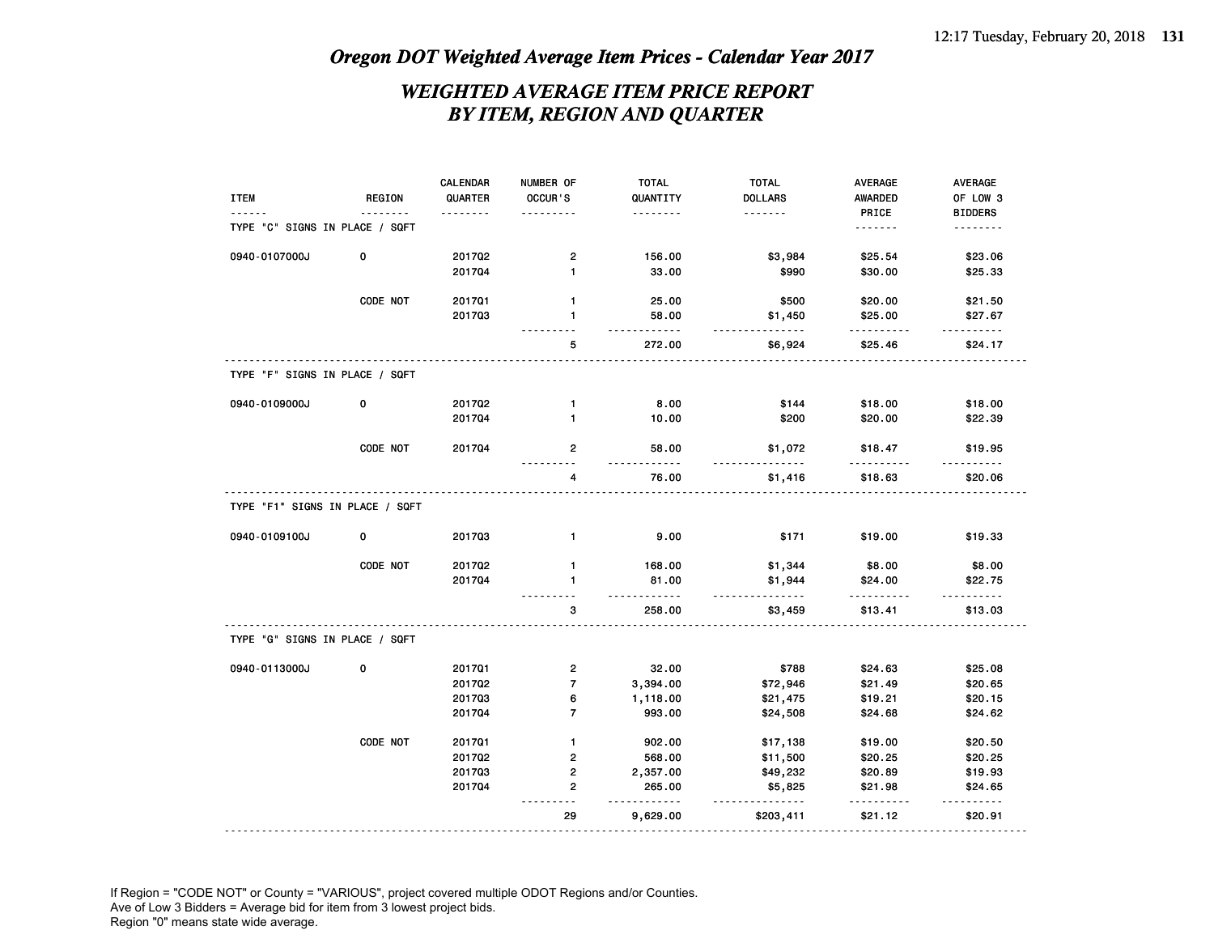# Oregon DOT Weighted Average Item Prices - Calendar Year 2017

## WEIGHTED AVERAGE ITEM PRICE REPORT
## BY ITEM, REGION AND QUARTER

| ITEM | REGION | CALENDAR QUARTER | NUMBER OF OCCUR'S | TOTAL QUANTITY | TOTAL DOLLARS | AVERAGE AWARDED PRICE | AVERAGE OF LOW 3 BIDDERS |
|---|---|---|---|---|---|---|---|
| TYPE "C" SIGNS IN PLACE / SQFT | | | | | | | |
| 0940-0107000J | 0 | 2017Q2 | 2 | 156.00 | $3,984 | $25.54 | $23.06 |
| | | 2017Q4 | 1 | 33.00 | $990 | $30.00 | $25.33 |
| | CODE NOT | 2017Q1 | 1 | 25.00 | $500 | $20.00 | $21.50 |
| | | 2017Q3 | 1 | 58.00 | $1,450 | $25.00 | $27.67 |
| | | | 5 | 272.00 | $6,924 | $25.46 | $24.17 |
| TYPE "F" SIGNS IN PLACE / SQFT | | | | | | | |
| 0940-0109000J | 0 | 2017Q2 | 1 | 8.00 | $144 | $18.00 | $18.00 |
| | | 2017Q4 | 1 | 10.00 | $200 | $20.00 | $22.39 |
| | CODE NOT | 2017Q4 | 2 | 58.00 | $1,072 | $18.47 | $19.95 |
| | | | 4 | 76.00 | $1,416 | $18.63 | $20.06 |
| TYPE "F1" SIGNS IN PLACE / SQFT | | | | | | | |
| 0940-0109100J | 0 | 2017Q3 | 1 | 9.00 | $171 | $19.00 | $19.33 |
| | CODE NOT | 2017Q2 | 1 | 168.00 | $1,344 | $8.00 | $8.00 |
| | | 2017Q4 | 1 | 81.00 | $1,944 | $24.00 | $22.75 |
| | | | 3 | 258.00 | $3,459 | $13.41 | $13.03 |
| TYPE "G" SIGNS IN PLACE / SQFT | | | | | | | |
| 0940-0113000J | 0 | 2017Q1 | 2 | 32.00 | $788 | $24.63 | $25.08 |
| | | 2017Q2 | 7 | 3,394.00 | $72,946 | $21.49 | $20.65 |
| | | 2017Q3 | 6 | 1,118.00 | $21,475 | $19.21 | $20.15 |
| | | 2017Q4 | 7 | 993.00 | $24,508 | $24.68 | $24.62 |
| | CODE NOT | 2017Q1 | 1 | 902.00 | $17,138 | $19.00 | $20.50 |
| | | 2017Q2 | 2 | 568.00 | $11,500 | $20.25 | $20.25 |
| | | 2017Q3 | 2 | 2,357.00 | $49,232 | $20.89 | $19.93 |
| | | 2017Q4 | 2 | 265.00 | $5,825 | $21.98 | $24.65 |
| | | | 29 | 9,629.00 | $203,411 | $21.12 | $20.91 |

If Region = "CODE NOT" or County = "VARIOUS", project covered multiple ODOT Regions and/or Counties.
Ave of Low 3 Bidders = Average bid for item from 3 lowest project bids.
Region "0" means state wide average.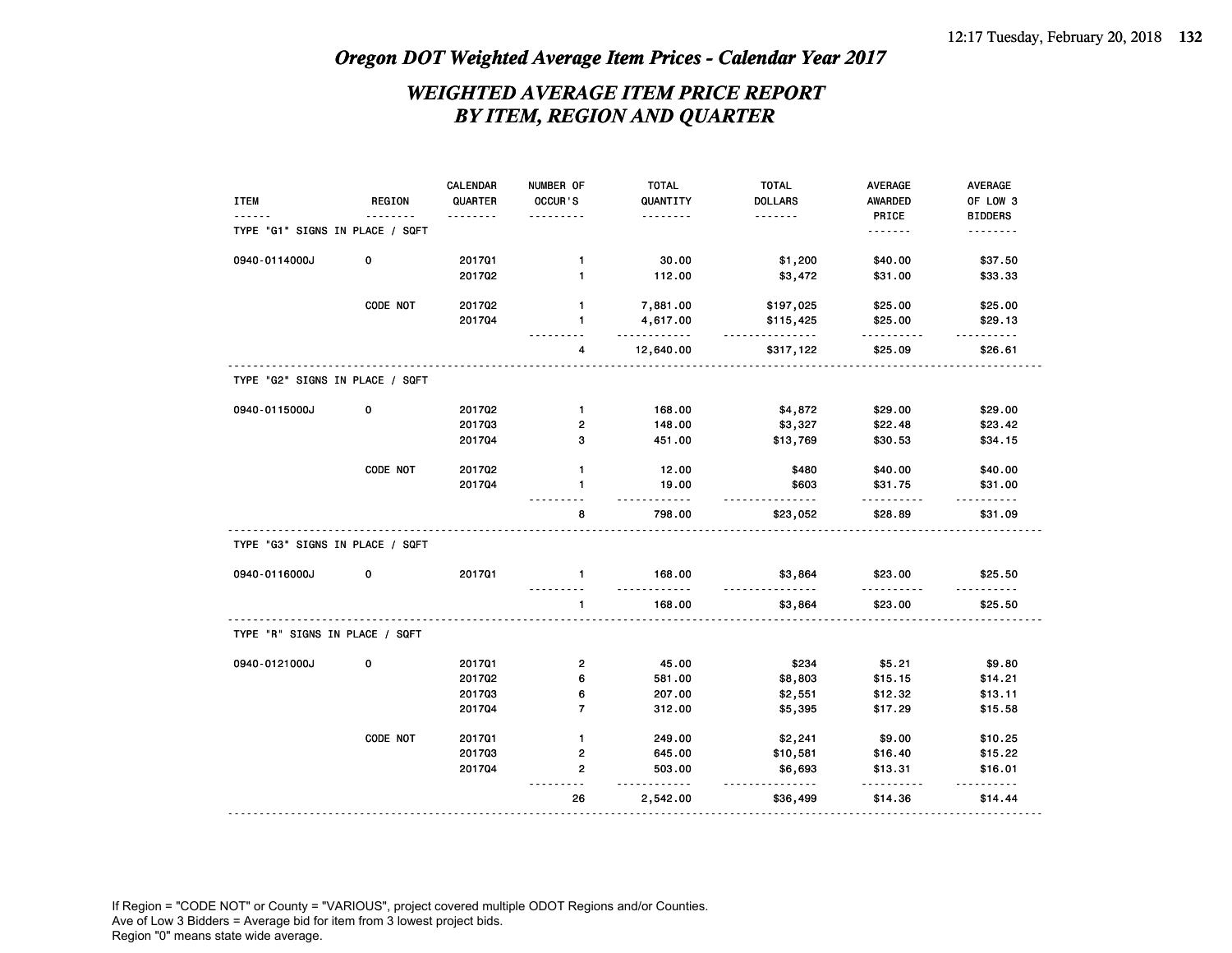# Oregon DOT Weighted Average Item Prices - Calendar Year 2017

## WEIGHTED AVERAGE ITEM PRICE REPORT
## BY ITEM, REGION AND QUARTER

| ITEM | REGION | CALENDAR QUARTER | NUMBER OF OCCUR'S | TOTAL QUANTITY | TOTAL DOLLARS | AVERAGE AWARDED PRICE | AVERAGE OF LOW 3 BIDDERS |
|---|---|---|---|---|---|---|---|
| TYPE "G1" SIGNS IN PLACE / SQFT | | | | | | | |
| 0940-0114000J | 0 | 2017Q1 | 1 | 30.00 | $1,200 | $40.00 | $37.50 |
| | | 2017Q2 | 1 | 112.00 | $3,472 | $31.00 | $33.33 |
| | CODE NOT | 2017Q2 | 1 | 7,881.00 | $197,025 | $25.00 | $25.00 |
| | | 2017Q4 | 1 | 4,617.00 | $115,425 | $25.00 | $29.13 |
| | | | 4 | 12,640.00 | $317,122 | $25.09 | $26.61 |
| TYPE "G2" SIGNS IN PLACE / SQFT | | | | | | | |
| 0940-0115000J | 0 | 2017Q2 | 1 | 168.00 | $4,872 | $29.00 | $29.00 |
| | | 2017Q3 | 2 | 148.00 | $3,327 | $22.48 | $23.42 |
| | | 2017Q4 | 3 | 451.00 | $13,769 | $30.53 | $34.15 |
| | CODE NOT | 2017Q2 | 1 | 12.00 | $480 | $40.00 | $40.00 |
| | | 2017Q4 | 1 | 19.00 | $603 | $31.75 | $31.00 |
| | | | 8 | 798.00 | $23,052 | $28.89 | $31.09 |
| TYPE "G3" SIGNS IN PLACE / SQFT | | | | | | | |
| 0940-0116000J | 0 | 2017Q1 | 1 | 168.00 | $3,864 | $23.00 | $25.50 |
| | | | 1 | 168.00 | $3,864 | $23.00 | $25.50 |
| TYPE "R" SIGNS IN PLACE / SQFT | | | | | | | |
| 0940-0121000J | 0 | 2017Q1 | 2 | 45.00 | $234 | $5.21 | $9.80 |
| | | 2017Q2 | 6 | 581.00 | $8,803 | $15.15 | $14.21 |
| | | 2017Q3 | 6 | 207.00 | $2,551 | $12.32 | $13.11 |
| | | 2017Q4 | 7 | 312.00 | $5,395 | $17.29 | $15.58 |
| | CODE NOT | 2017Q1 | 1 | 249.00 | $2,241 | $9.00 | $10.25 |
| | | 2017Q3 | 2 | 645.00 | $10,581 | $16.40 | $15.22 |
| | | 2017Q4 | 2 | 503.00 | $6,693 | $13.31 | $16.01 |
| | | | 26 | 2,542.00 | $36,499 | $14.36 | $14.44 |

If Region = "CODE NOT" or County = "VARIOUS", project covered multiple ODOT Regions and/or Counties.
Ave of Low 3 Bidders = Average bid for item from 3 lowest project bids.
Region "0" means state wide average.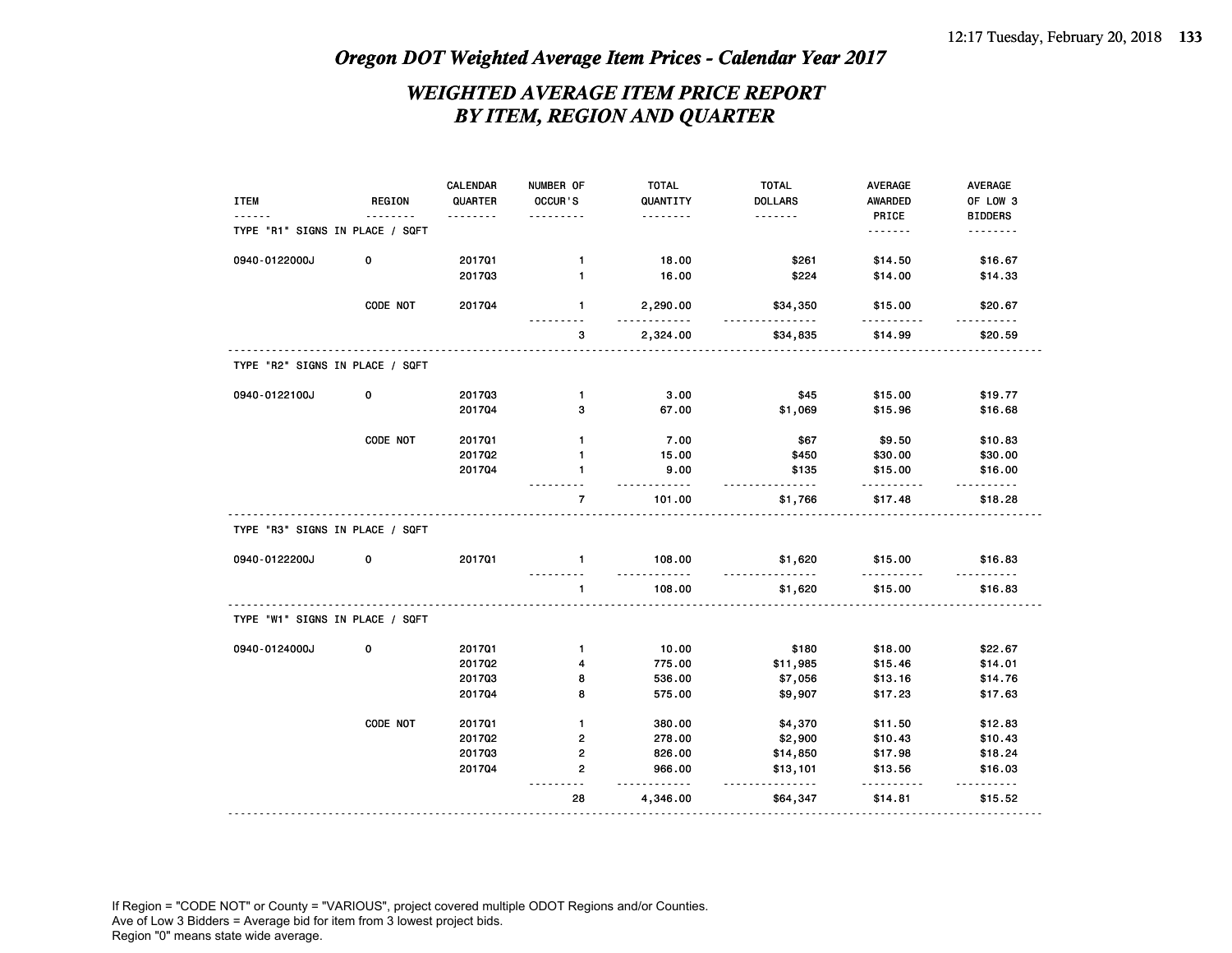## Oregon DOT Weighted Average Item Prices - Calendar Year 2017

## WEIGHTED AVERAGE ITEM PRICE REPORT BY ITEM, REGION AND QUARTER

| ITEM | REGION | CALENDAR QUARTER | NUMBER OF OCCUR'S | TOTAL QUANTITY | TOTAL DOLLARS | AVERAGE AWARDED PRICE | AVERAGE OF LOW 3 BIDDERS |
|---|---|---|---|---|---|---|---|
| TYPE "R1" SIGNS IN PLACE / SQFT | | | | | | | |
| 0940-0122000J | 0 | 2017Q1 | 1 | 18.00 | $261 | $14.50 | $16.67 |
| | | 2017Q3 | 1 | 16.00 | $224 | $14.00 | $14.33 |
| | CODE NOT | 2017Q4 | 1 | 2,290.00 | $34,350 | $15.00 | $20.67 |
| | | | 3 | 2,324.00 | $34,835 | $14.99 | $20.59 |
| TYPE "R2" SIGNS IN PLACE / SQFT | | | | | | | |
| 0940-0122100J | 0 | 2017Q3 | 1 | 3.00 | $45 | $15.00 | $19.77 |
| | | 2017Q4 | 3 | 67.00 | $1,069 | $15.96 | $16.68 |
| | CODE NOT | 2017Q1 | 1 | 7.00 | $67 | $9.50 | $10.83 |
| | | 2017Q2 | 1 | 15.00 | $450 | $30.00 | $30.00 |
| | | 2017Q4 | 1 | 9.00 | $135 | $15.00 | $16.00 |
| | | | 7 | 101.00 | $1,766 | $17.48 | $18.28 |
| TYPE "R3" SIGNS IN PLACE / SQFT | | | | | | | |
| 0940-0122200J | 0 | 2017Q1 | 1 | 108.00 | $1,620 | $15.00 | $16.83 |
| | | | 1 | 108.00 | $1,620 | $15.00 | $16.83 |
| TYPE "W1" SIGNS IN PLACE / SQFT | | | | | | | |
| 0940-0124000J | 0 | 2017Q1 | 1 | 10.00 | $180 | $18.00 | $22.67 |
| | | 2017Q2 | 4 | 775.00 | $11,985 | $15.46 | $14.01 |
| | | 2017Q3 | 8 | 536.00 | $7,056 | $13.16 | $14.76 |
| | | 2017Q4 | 8 | 575.00 | $9,907 | $17.23 | $17.63 |
| | CODE NOT | 2017Q1 | 1 | 380.00 | $4,370 | $11.50 | $12.83 |
| | | 2017Q2 | 2 | 278.00 | $2,900 | $10.43 | $10.43 |
| | | 2017Q3 | 2 | 826.00 | $14,850 | $17.98 | $18.24 |
| | | 2017Q4 | 2 | 966.00 | $13,101 | $13.56 | $16.03 |
| | | | 28 | 4,346.00 | $64,347 | $14.81 | $15.52 |

If Region = "CODE NOT" or County = "VARIOUS", project covered multiple ODOT Regions and/or Counties.
Ave of Low 3 Bidders = Average bid for item from 3 lowest project bids.
Region "0" means state wide average.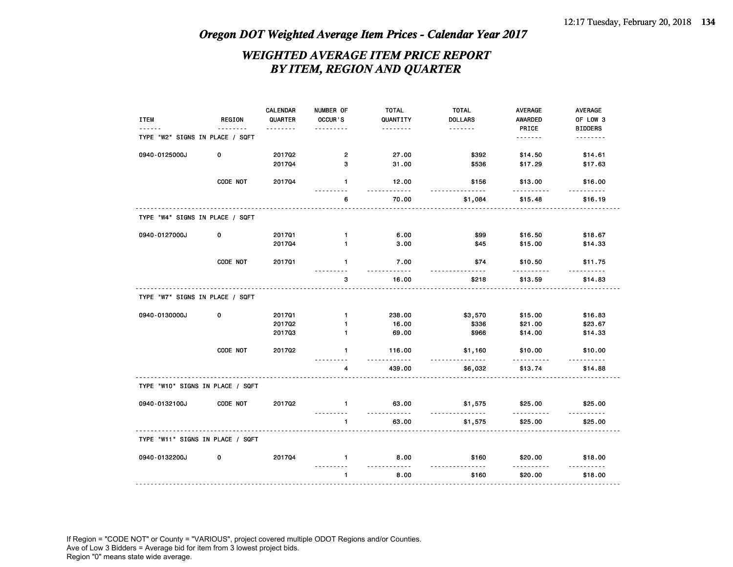# Oregon DOT Weighted Average Item Prices - Calendar Year 2017

## WEIGHTED AVERAGE ITEM PRICE REPORT BY ITEM, REGION AND QUARTER

| ITEM | REGION | CALENDAR QUARTER | NUMBER OF OCCUR'S | TOTAL QUANTITY | TOTAL DOLLARS | AVERAGE AWARDED PRICE | AVERAGE OF LOW 3 BIDDERS |
|---|---|---|---|---|---|---|---|
| TYPE "W2" SIGNS IN PLACE / SQFT | | | | | | | |
| 0940-0125000J | 0 | 2017Q2 | 2 | 27.00 | $392 | $14.50 | $14.61 |
| | | 2017Q4 | 3 | 31.00 | $536 | $17.29 | $17.63 |
| | CODE NOT | 2017Q4 | 1 | 12.00 | $156 | $13.00 | $16.00 |
| | | | 6 | 70.00 | $1,084 | $15.48 | $16.19 |
| TYPE "W4" SIGNS IN PLACE / SQFT | | | | | | | |
| 0940-0127000J | 0 | 2017Q1 | 1 | 6.00 | $99 | $16.50 | $18.67 |
| | | 2017Q4 | 1 | 3.00 | $45 | $15.00 | $14.33 |
| | CODE NOT | 2017Q1 | 1 | 7.00 | $74 | $10.50 | $11.75 |
| | | | 3 | 16.00 | $218 | $13.59 | $14.83 |
| TYPE "W7" SIGNS IN PLACE / SQFT | | | | | | | |
| 0940-0130000J | 0 | 2017Q1 | 1 | 238.00 | $3,570 | $15.00 | $16.83 |
| | | 2017Q2 | 1 | 16.00 | $336 | $21.00 | $23.67 |
| | | 2017Q3 | 1 | 69.00 | $966 | $14.00 | $14.33 |
| | CODE NOT | 2017Q2 | 1 | 116.00 | $1,160 | $10.00 | $10.00 |
| | | | 4 | 439.00 | $6,032 | $13.74 | $14.88 |
| TYPE "W10" SIGNS IN PLACE / SQFT | | | | | | | |
| 0940-0132100J | CODE NOT | 2017Q2 | 1 | 63.00 | $1,575 | $25.00 | $25.00 |
| | | | 1 | 63.00 | $1,575 | $25.00 | $25.00 |
| TYPE "W11" SIGNS IN PLACE / SQFT | | | | | | | |
| 0940-0132200J | 0 | 2017Q4 | 1 | 8.00 | $160 | $20.00 | $18.00 |
| | | | 1 | 8.00 | $160 | $20.00 | $18.00 |

If Region = "CODE NOT" or County = "VARIOUS", project covered multiple ODOT Regions and/or Counties.
Ave of Low 3 Bidders = Average bid for item from 3 lowest project bids.
Region "0" means state wide average.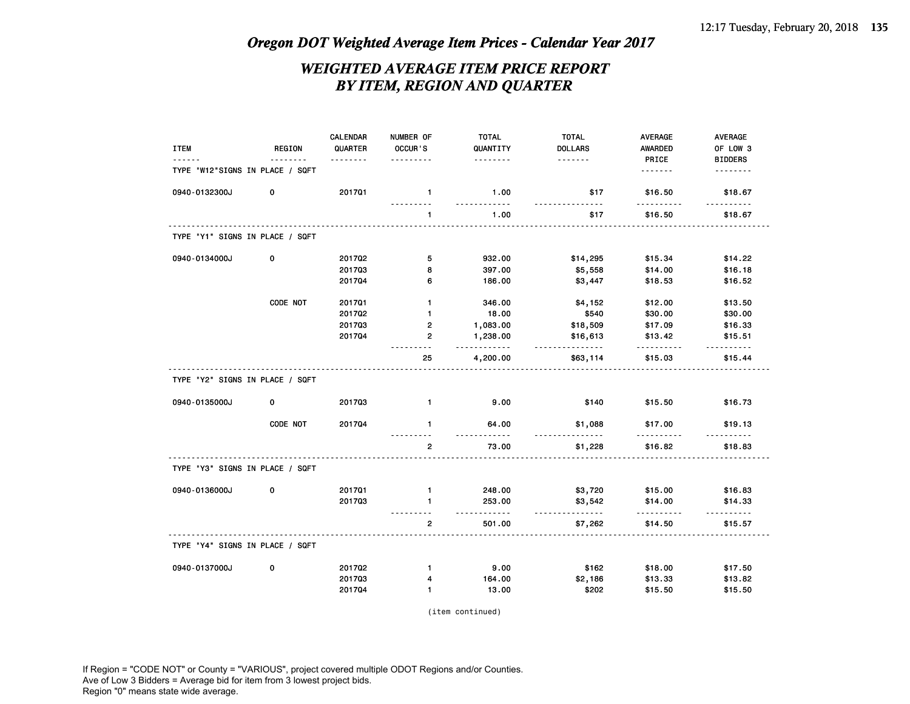# Oregon DOT Weighted Average Item Prices - Calendar Year 2017

## WEIGHTED AVERAGE ITEM PRICE REPORT BY ITEM, REGION AND QUARTER

| ITEM | REGION | CALENDAR QUARTER | NUMBER OF OCCUR'S | TOTAL QUANTITY | TOTAL DOLLARS | AVERAGE AWARDED PRICE | AVERAGE OF LOW 3 BIDDERS |
|---|---|---|---|---|---|---|---|
| TYPE "W12"SIGNS IN PLACE / SQFT | | | | | | | |
| 0940-0132300J | 0 | 2017Q1 | 1 | 1.00 | $17 | $16.50 | $18.67 |
| | | | 1 | 1.00 | $17 | $16.50 | $18.67 |
| TYPE "Y1" SIGNS IN PLACE / SQFT | | | | | | | |
| 0940-0134000J | 0 | 2017Q2 | 5 | 932.00 | $14,295 | $15.34 | $14.22 |
| | | 2017Q3 | 8 | 397.00 | $5,558 | $14.00 | $16.18 |
| | | 2017Q4 | 6 | 186.00 | $3,447 | $18.53 | $16.52 |
| | CODE NOT | 2017Q1 | 1 | 346.00 | $4,152 | $12.00 | $13.50 |
| | | 2017Q2 | 1 | 18.00 | $540 | $30.00 | $30.00 |
| | | 2017Q3 | 2 | 1,083.00 | $18,509 | $17.09 | $16.33 |
| | | 2017Q4 | 2 | 1,238.00 | $16,613 | $13.42 | $15.51 |
| | | | 25 | 4,200.00 | $63,114 | $15.03 | $15.44 |
| TYPE "Y2" SIGNS IN PLACE / SQFT | | | | | | | |
| 0940-0135000J | 0 | 2017Q3 | 1 | 9.00 | $140 | $15.50 | $16.73 |
| | CODE NOT | 2017Q4 | 1 | 64.00 | $1,088 | $17.00 | $19.13 |
| | | | 2 | 73.00 | $1,228 | $16.82 | $18.83 |
| TYPE "Y3" SIGNS IN PLACE / SQFT | | | | | | | |
| 0940-0136000J | 0 | 2017Q1 | 1 | 248.00 | $3,720 | $15.00 | $16.83 |
| | | 2017Q3 | 1 | 253.00 | $3,542 | $14.00 | $14.33 |
| | | | 2 | 501.00 | $7,262 | $14.50 | $15.57 |
| TYPE "Y4" SIGNS IN PLACE / SQFT | | | | | | | |
| 0940-0137000J | 0 | 2017Q2 | 1 | 9.00 | $162 | $18.00 | $17.50 |
| | | 2017Q3 | 4 | 164.00 | $2,186 | $13.33 | $13.82 |
| | | 2017Q4 | 1 | 13.00 | $202 | $15.50 | $15.50 |

(item continued)

If Region = "CODE NOT" or County = "VARIOUS", project covered multiple ODOT Regions and/or Counties.
Ave of Low 3 Bidders = Average bid for item from 3 lowest project bids.
Region "0" means state wide average.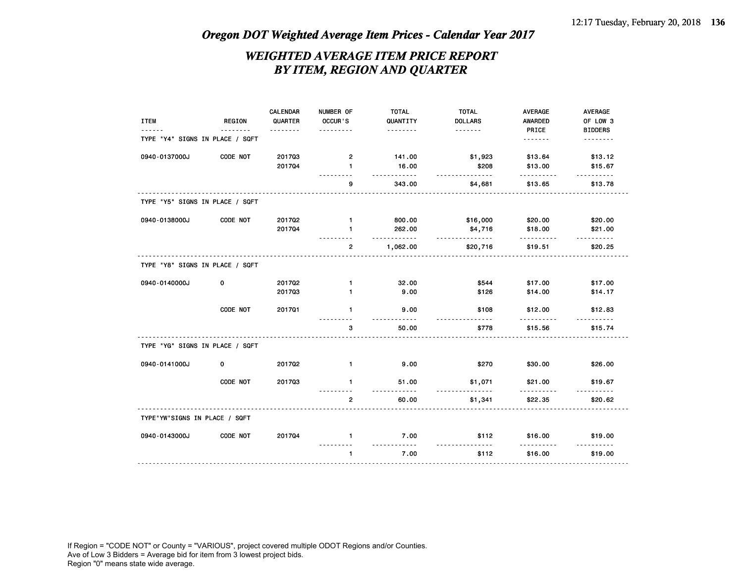## *Oregon DOT Weighted Average Item Prices - Calendar Year 2017*

## *WEIGHTED AVERAGE ITEM PRICE REPORT BY ITEM, REGION AND QUARTER*

| ITEM | REGION | CALENDAR QUARTER | NUMBER OF OCCUR'S | TOTAL QUANTITY | TOTAL DOLLARS | AVERAGE AWARDED PRICE | AVERAGE OF LOW 3 BIDDERS |
|---|---|---|---|---|---|---|---|
| TYPE "Y4" SIGNS IN PLACE / SQFT | | | | | | | |
| 0940-0137000J | CODE NOT | 2017Q3 | 2 | 141.00 | $1,923 | $13.64 | $13.12 |
| | | 2017Q4 | 1 | 16.00 | $208 | $13.00 | $15.67 |
| | | | 9 | 343.00 | $4,681 | $13.65 | $13.78 |
| TYPE "Y5" SIGNS IN PLACE / SQFT | | | | | | | |
| 0940-0138000J | CODE NOT | 2017Q2 | 1 | 800.00 | $16,000 | $20.00 | $20.00 |
| | | 2017Q4 | 1 | 262.00 | $4,716 | $18.00 | $21.00 |
| | | | 2 | 1,062.00 | $20,716 | $19.51 | $20.25 |
| TYPE "Y8" SIGNS IN PLACE / SQFT | | | | | | | |
| 0940-0140000J | 0 | 2017Q2 | 1 | 32.00 | $544 | $17.00 | $17.00 |
| | | 2017Q3 | 1 | 9.00 | $126 | $14.00 | $14.17 |
| | CODE NOT | 2017Q1 | 1 | 9.00 | $108 | $12.00 | $12.83 |
| | | | 3 | 50.00 | $778 | $15.56 | $15.74 |
| TYPE "YG" SIGNS IN PLACE / SQFT | | | | | | | |
| 0940-0141000J | 0 | 2017Q2 | 1 | 9.00 | $270 | $30.00 | $26.00 |
| | CODE NOT | 2017Q3 | 1 | 51.00 | $1,071 | $21.00 | $19.67 |
| | | | 2 | 60.00 | $1,341 | $22.35 | $20.62 |
| TYPE"YW"SIGNS IN PLACE / SQFT | | | | | | | |
| 0940-0143000J | CODE NOT | 2017Q4 | 1 | 7.00 | $112 | $16.00 | $19.00 |
| | | | 1 | 7.00 | $112 | $16.00 | $19.00 |

If Region = "CODE NOT" or County = "VARIOUS", project covered multiple ODOT Regions and/or Counties.
Ave of Low 3 Bidders = Average bid for item from 3 lowest project bids.
Region "0" means state wide average.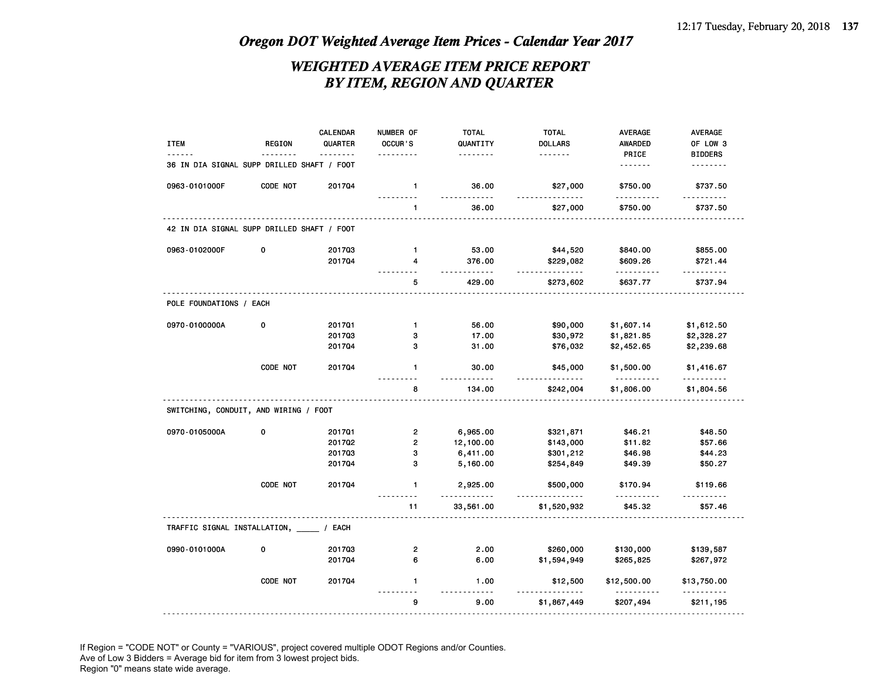# Oregon DOT Weighted Average Item Prices - Calendar Year 2017

## WEIGHTED AVERAGE ITEM PRICE REPORT BY ITEM, REGION AND QUARTER

| ITEM | REGION | CALENDAR QUARTER | NUMBER OF OCCUR'S | TOTAL QUANTITY | TOTAL DOLLARS | AVERAGE AWARDED PRICE | AVERAGE OF LOW 3 BIDDERS |
|---|---|---|---|---|---|---|---|
| **36 IN DIA SIGNAL SUPP DRILLED SHAFT / FOOT** | | | | | | | |
| 0963-0101000F | CODE NOT | 2017Q4 | 1 | 36.00 | $27,000 | $750.00 | $737.50 |
| | | | 1 | 36.00 | $27,000 | $750.00 | $737.50 |
| **42 IN DIA SIGNAL SUPP DRILLED SHAFT / FOOT** | | | | | | | |
| 0963-0102000F | 0 | 2017Q3 | 1 | 53.00 | $44,520 | $840.00 | $855.00 |
| | | 2017Q4 | 4 | 376.00 | $229,082 | $609.26 | $721.44 |
| | | | 5 | 429.00 | $273,602 | $637.77 | $737.94 |
| **POLE FOUNDATIONS / EACH** | | | | | | | |
| 0970-0100000A | 0 | 2017Q1 | 1 | 56.00 | $90,000 | $1,607.14 | $1,612.50 |
| | | 2017Q3 | 3 | 17.00 | $30,972 | $1,821.85 | $2,328.27 |
| | | 2017Q4 | 3 | 31.00 | $76,032 | $2,452.65 | $2,239.68 |
| | CODE NOT | 2017Q4 | 1 | 30.00 | $45,000 | $1,500.00 | $1,416.67 |
| | | | 8 | 134.00 | $242,004 | $1,806.00 | $1,804.56 |
| **SWITCHING, CONDUIT, AND WIRING / FOOT** | | | | | | | |
| 0970-0105000A | 0 | 2017Q1 | 2 | 6,965.00 | $321,871 | $46.21 | $48.50 |
| | | 2017Q2 | 2 | 12,100.00 | $143,000 | $11.82 | $57.66 |
| | | 2017Q3 | 3 | 6,411.00 | $301,212 | $46.98 | $44.23 |
| | | 2017Q4 | 3 | 5,160.00 | $254,849 | $49.39 | $50.27 |
| | CODE NOT | 2017Q4 | 1 | 2,925.00 | $500,000 | $170.94 | $119.66 |
| | | | 11 | 33,561.00 | $1,520,932 | $45.32 | $57.46 |
| **TRAFFIC SIGNAL INSTALLATION, _____ / EACH** | | | | | | | |
| 0990-0101000A | 0 | 2017Q3 | 2 | 2.00 | $260,000 | $130,000 | $139,587 |
| | | 2017Q4 | 6 | 6.00 | $1,594,949 | $265,825 | $267,972 |
| | CODE NOT | 2017Q4 | 1 | 1.00 | $12,500 | $12,500.00 | $13,750.00 |
| | | | 9 | 9.00 | $1,867,449 | $207,494 | $211,195 |

If Region = "CODE NOT" or County = "VARIOUS", project covered multiple ODOT Regions and/or Counties.
Ave of Low 3 Bidders = Average bid for item from 3 lowest project bids.
Region "0" means state wide average.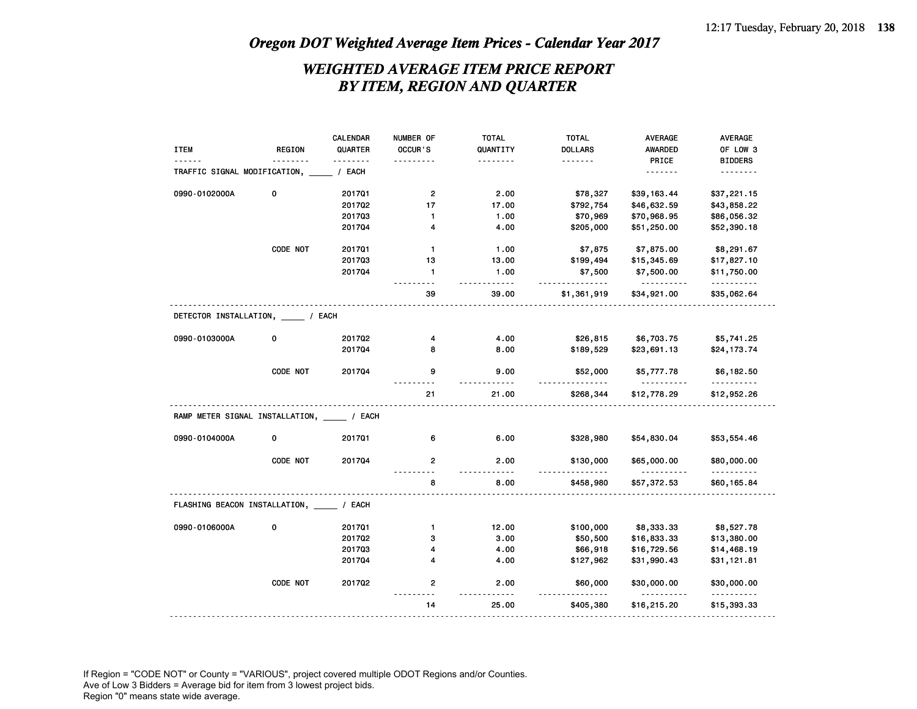# Oregon DOT Weighted Average Item Prices - Calendar Year 2017

## WEIGHTED AVERAGE ITEM PRICE REPORT BY ITEM, REGION AND QUARTER

| ITEM | REGION | CALENDAR QUARTER | NUMBER OF OCCUR'S | TOTAL QUANTITY | TOTAL DOLLARS | AVERAGE AWARDED PRICE | AVERAGE OF LOW 3 BIDDERS |
|---|---|---|---|---|---|---|---|
| TRAFFIC SIGNAL MODIFICATION, _____ / EACH | | | | | | | |
| 0990-0102000A | 0 | 2017Q1 | 2 | 2.00 | $78,327 | $39,163.44 | $37,221.15 |
| | | 2017Q2 | 17 | 17.00 | $792,754 | $46,632.59 | $43,858.22 |
| | | 2017Q3 | 1 | 1.00 | $70,969 | $70,968.95 | $86,056.32 |
| | | 2017Q4 | 4 | 4.00 | $205,000 | $51,250.00 | $52,390.18 |
| | CODE NOT | 2017Q1 | 1 | 1.00 | $7,875 | $7,875.00 | $8,291.67 |
| | | 2017Q3 | 13 | 13.00 | $199,494 | $15,345.69 | $17,827.10 |
| | | 2017Q4 | 1 | 1.00 | $7,500 | $7,500.00 | $11,750.00 |
| | | | 39 | 39.00 | $1,361,919 | $34,921.00 | $35,062.64 |
| DETECTOR INSTALLATION, _____ / EACH | | | | | | | |
| 0990-0103000A | 0 | 2017Q2 | 4 | 4.00 | $26,815 | $6,703.75 | $5,741.25 |
| | | 2017Q4 | 8 | 8.00 | $189,529 | $23,691.13 | $24,173.74 |
| | CODE NOT | 2017Q4 | 9 | 9.00 | $52,000 | $5,777.78 | $6,182.50 |
| | | | 21 | 21.00 | $268,344 | $12,778.29 | $12,952.26 |
| RAMP METER SIGNAL INSTALLATION, _____ / EACH | | | | | | | |
| 0990-0104000A | 0 | 2017Q1 | 6 | 6.00 | $328,980 | $54,830.04 | $53,554.46 |
| | CODE NOT | 2017Q4 | 2 | 2.00 | $130,000 | $65,000.00 | $80,000.00 |
| | | | 8 | 8.00 | $458,980 | $57,372.53 | $60,165.84 |
| FLASHING BEACON INSTALLATION, _____ / EACH | | | | | | | |
| 0990-0106000A | 0 | 2017Q1 | 1 | 12.00 | $100,000 | $8,333.33 | $8,527.78 |
| | | 2017Q2 | 3 | 3.00 | $50,500 | $16,833.33 | $13,380.00 |
| | | 2017Q3 | 4 | 4.00 | $66,918 | $16,729.56 | $14,468.19 |
| | | 2017Q4 | 4 | 4.00 | $127,962 | $31,990.43 | $31,121.81 |
| | CODE NOT | 2017Q2 | 2 | 2.00 | $60,000 | $30,000.00 | $30,000.00 |
| | | | 14 | 25.00 | $405,380 | $16,215.20 | $15,393.33 |

If Region = "CODE NOT" or County = "VARIOUS", project covered multiple ODOT Regions and/or Counties.
Ave of Low 3 Bidders = Average bid for item from 3 lowest project bids.
Region "0" means state wide average.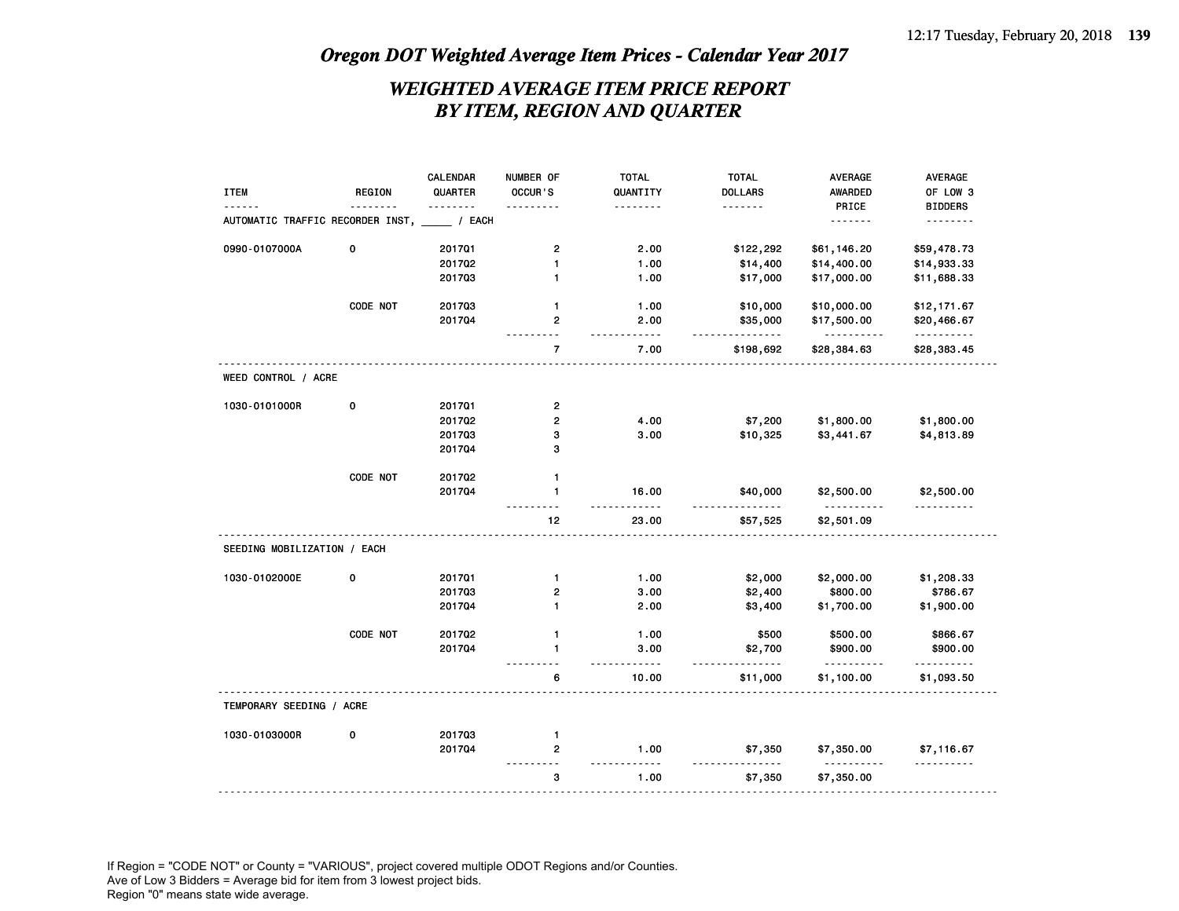## *Oregon DOT Weighted Average Item Prices - Calendar Year 2017*

## *WEIGHTED AVERAGE ITEM PRICE REPORT BY ITEM, REGION AND QUARTER*

| ITEM | REGION | CALENDAR QUARTER | NUMBER OF OCCUR'S | TOTAL QUANTITY | TOTAL DOLLARS | AVERAGE AWARDED PRICE | AVERAGE OF LOW 3 BIDDERS |
|---|---|---|---|---|---|---|---|
| AUTOMATIC TRAFFIC RECORDER INST, _____ / EACH | | | | | | | |
| 0990-0107000A | 0 | 2017Q1 | 2 | 2.00 | $122,292 | $61,146.20 | $59,478.73 |
| | | 2017Q2 | 1 | 1.00 | $14,400 | $14,400.00 | $14,933.33 |
| | | 2017Q3 | 1 | 1.00 | $17,000 | $17,000.00 | $11,688.33 |
| | CODE NOT | 2017Q3 | 1 | 1.00 | $10,000 | $10,000.00 | $12,171.67 |
| | | 2017Q4 | 2 | 2.00 | $35,000 | $17,500.00 | $20,466.67 |
| | | | 7 | 7.00 | $198,692 | $28,384.63 | $28,383.45 |
| WEED CONTROL / ACRE | | | | | | | |
| 1030-0101000R | 0 | 2017Q1 | 2 | | | | |
| | | 2017Q2 | 2 | 4.00 | $7,200 | $1,800.00 | $1,800.00 |
| | | 2017Q3 | 3 | 3.00 | $10,325 | $3,441.67 | $4,813.89 |
| | | 2017Q4 | 3 | | | | |
| | CODE NOT | 2017Q2 | 1 | | | | |
| | | 2017Q4 | 1 | 16.00 | $40,000 | $2,500.00 | $2,500.00 |
| | | | 12 | 23.00 | $57,525 | $2,501.09 | |
| SEEDING MOBILIZATION / EACH | | | | | | | |
| 1030-0102000E | 0 | 2017Q1 | 1 | 1.00 | $2,000 | $2,000.00 | $1,208.33 |
| | | 2017Q3 | 2 | 3.00 | $2,400 | $800.00 | $786.67 |
| | | 2017Q4 | 1 | 2.00 | $3,400 | $1,700.00 | $1,900.00 |
| | CODE NOT | 2017Q2 | 1 | 1.00 | $500 | $500.00 | $866.67 |
| | | 2017Q4 | 1 | 3.00 | $2,700 | $900.00 | $900.00 |
| | | | 6 | 10.00 | $11,000 | $1,100.00 | $1,093.50 |
| TEMPORARY SEEDING / ACRE | | | | | | | |
| 1030-0103000R | 0 | 2017Q3 | 1 | | | | |
| | | 2017Q4 | 2 | 1.00 | $7,350 | $7,350.00 | $7,116.67 |
| | | | 3 | 1.00 | $7,350 | $7,350.00 | |

If Region = "CODE NOT" or County = "VARIOUS", project covered multiple ODOT Regions and/or Counties.
Ave of Low 3 Bidders = Average bid for item from 3 lowest project bids.
Region "0" means state wide average.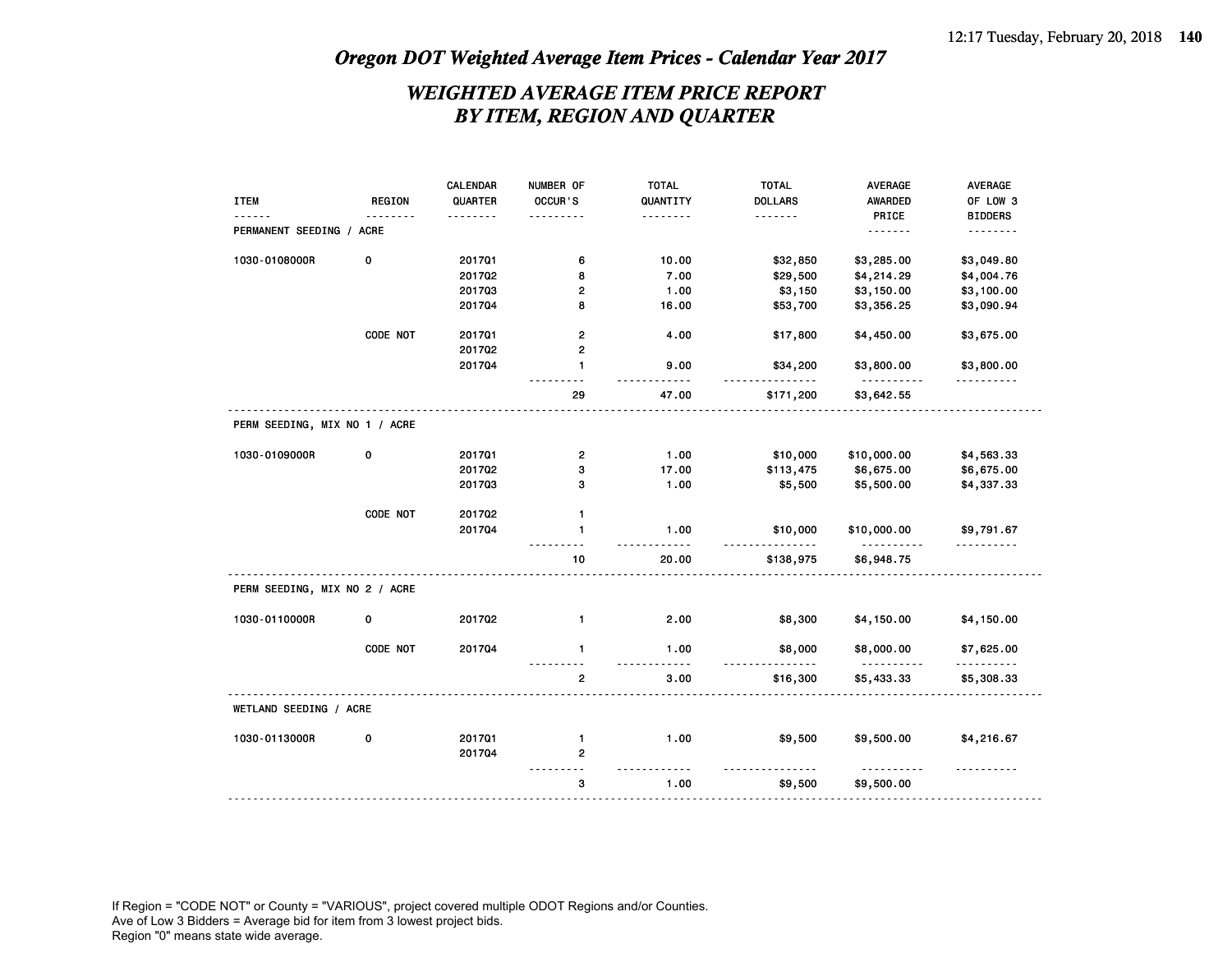# Oregon DOT Weighted Average Item Prices - Calendar Year 2017

## WEIGHTED AVERAGE ITEM PRICE REPORT BY ITEM, REGION AND QUARTER

| ITEM | REGION | CALENDAR QUARTER | NUMBER OF OCCUR'S | TOTAL QUANTITY | TOTAL DOLLARS | AVERAGE AWARDED PRICE | AVERAGE OF LOW 3 BIDDERS |
|---|---|---|---|---|---|---|---|
| PERMANENT SEEDING / ACRE | | | | | | | |
| 1030-0108000R | 0 | 2017Q1 | 6 | 10.00 | $32,850 | $3,285.00 | $3,049.80 |
| | | 2017Q2 | 8 | 7.00 | $29,500 | $4,214.29 | $4,004.76 |
| | | 2017Q3 | 2 | 1.00 | $3,150 | $3,150.00 | $3,100.00 |
| | | 2017Q4 | 8 | 16.00 | $53,700 | $3,356.25 | $3,090.94 |
| | CODE NOT | 2017Q1 | 2 | 4.00 | $17,800 | $4,450.00 | $3,675.00 |
| | | 2017Q2 | 2 | | | | |
| | | 2017Q4 | 1 | 9.00 | $34,200 | $3,800.00 | $3,800.00 |
| | | | 29 | 47.00 | $171,200 | $3,642.55 | |
| PERM SEEDING, MIX NO 1 / ACRE | | | | | | | |
| 1030-0109000R | 0 | 2017Q1 | 2 | 1.00 | $10,000 | $10,000.00 | $4,563.33 |
| | | 2017Q2 | 3 | 17.00 | $113,475 | $6,675.00 | $6,675.00 |
| | | 2017Q3 | 3 | 1.00 | $5,500 | $5,500.00 | $4,337.33 |
| | CODE NOT | 2017Q2 | 1 | | | | |
| | | 2017Q4 | 1 | 1.00 | $10,000 | $10,000.00 | $9,791.67 |
| | | | 10 | 20.00 | $138,975 | $6,948.75 | |
| PERM SEEDING, MIX NO 2 / ACRE | | | | | | | |
| 1030-0110000R | 0 | 2017Q2 | 1 | 2.00 | $8,300 | $4,150.00 | $4,150.00 |
| | CODE NOT | 2017Q4 | 1 | 1.00 | $8,000 | $8,000.00 | $7,625.00 |
| | | | 2 | 3.00 | $16,300 | $5,433.33 | $5,308.33 |
| WETLAND SEEDING / ACRE | | | | | | | |
| 1030-0113000R | 0 | 2017Q1 | 1 | 1.00 | $9,500 | $9,500.00 | $4,216.67 |
| | | 2017Q4 | 2 | | | | |
| | | | 3 | 1.00 | $9,500 | $9,500.00 | |

If Region = "CODE NOT" or County = "VARIOUS", project covered multiple ODOT Regions and/or Counties.
Ave of Low 3 Bidders = Average bid for item from 3 lowest project bids.
Region "0" means state wide average.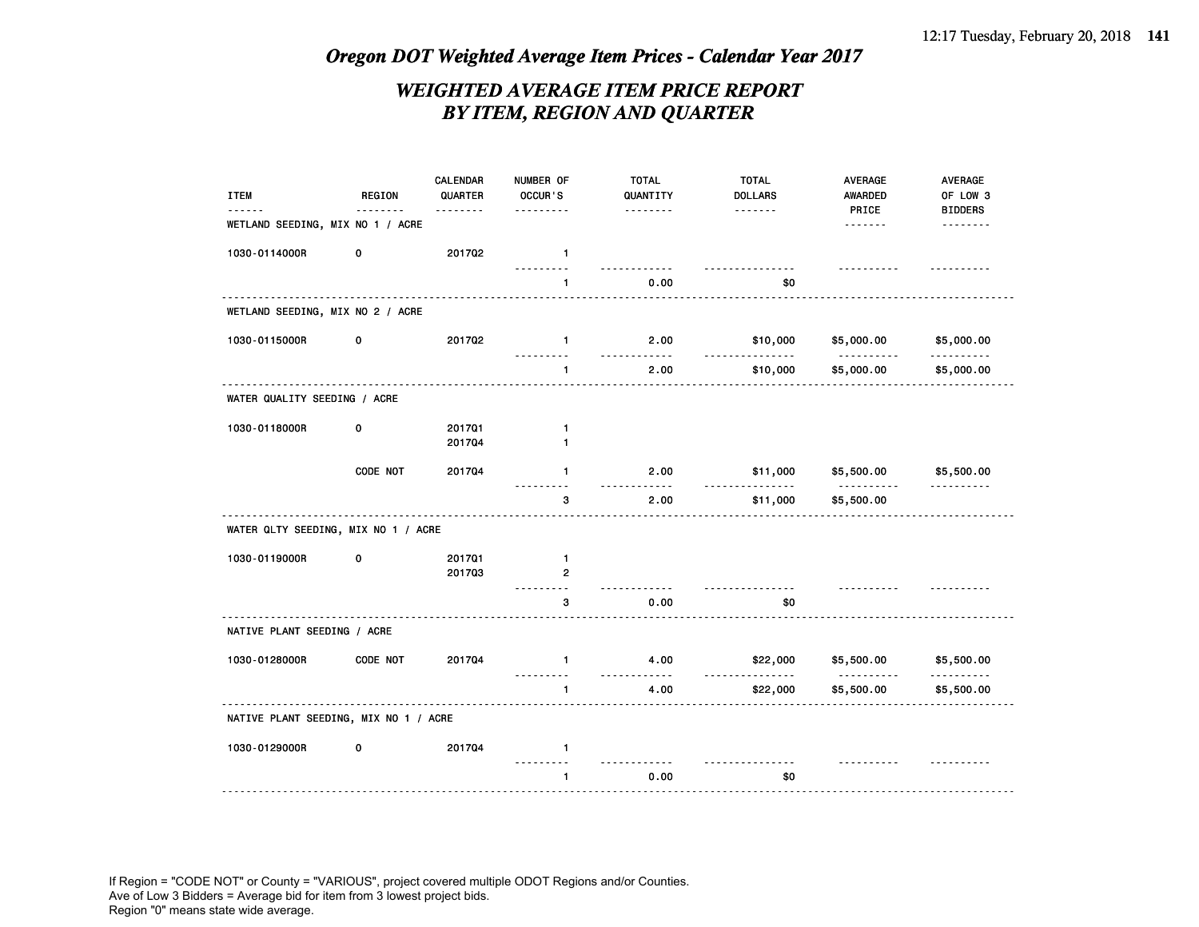# Oregon DOT Weighted Average Item Prices - Calendar Year 2017

## WEIGHTED AVERAGE ITEM PRICE REPORT BY ITEM, REGION AND QUARTER

| ITEM | REGION | CALENDAR QUARTER | NUMBER OF OCCUR'S | TOTAL QUANTITY | TOTAL DOLLARS | AVERAGE AWARDED PRICE | AVERAGE OF LOW 3 BIDDERS |
|---|---|---|---|---|---|---|---|
| **WETLAND SEEDING, MIX NO 1 / ACRE** | | | | | | | |
| 1030-0114000R | 0 | 2017Q2 | 1 | | | | |
| | | | 1 | 0.00 | $0 | | |
| **WETLAND SEEDING, MIX NO 2 / ACRE** | | | | | | | |
| 1030-0115000R | 0 | 2017Q2 | 1 | 2.00 | $10,000 | $5,000.00 | $5,000.00 |
| | | | 1 | 2.00 | $10,000 | $5,000.00 | $5,000.00 |
| **WATER QUALITY SEEDING / ACRE** | | | | | | | |
| 1030-0118000R | 0 | 2017Q1 | 1 | | | | |
| | | 2017Q4 | 1 | | | | |
| | CODE NOT | 2017Q4 | 1 | 2.00 | $11,000 | $5,500.00 | $5,500.00 |
| | | | 3 | 2.00 | $11,000 | $5,500.00 | |
| **WATER QLTY SEEDING, MIX NO 1 / ACRE** | | | | | | | |
| 1030-0119000R | 0 | 2017Q1 | 1 | | | | |
| | | 2017Q3 | 2 | | | | |
| | | | 3 | 0.00 | $0 | | |
| **NATIVE PLANT SEEDING / ACRE** | | | | | | | |
| 1030-0128000R | CODE NOT | 2017Q4 | 1 | 4.00 | $22,000 | $5,500.00 | $5,500.00 |
| | | | 1 | 4.00 | $22,000 | $5,500.00 | $5,500.00 |
| **NATIVE PLANT SEEDING, MIX NO 1 / ACRE** | | | | | | | |
| 1030-0129000R | 0 | 2017Q4 | 1 | | | | |
| | | | 1 | 0.00 | $0 | | |

If Region = "CODE NOT" or County = "VARIOUS", project covered multiple ODOT Regions and/or Counties.
Ave of Low 3 Bidders = Average bid for item from 3 lowest project bids.
Region "0" means state wide average.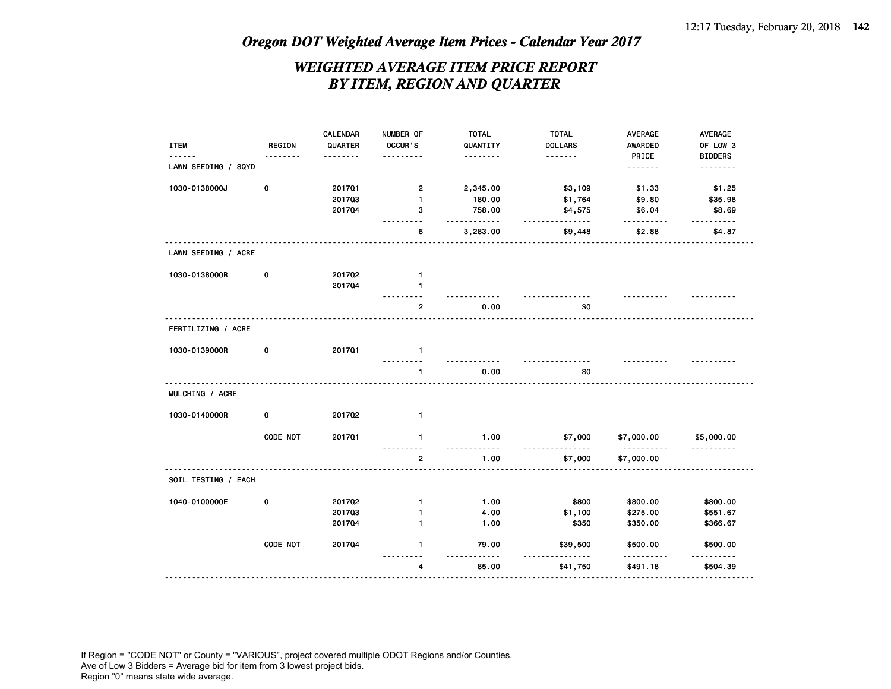# Oregon DOT Weighted Average Item Prices - Calendar Year 2017

## WEIGHTED AVERAGE ITEM PRICE REPORT BY ITEM, REGION AND QUARTER

| ITEM | REGION | CALENDAR QUARTER | NUMBER OF OCCUR'S | TOTAL QUANTITY | TOTAL DOLLARS | AVERAGE AWARDED PRICE | AVERAGE OF LOW 3 BIDDERS |
|---|---|---|---|---|---|---|---|
| LAWN SEEDING / SQYD | | | | | | | |
| 1030-0138000J | 0 | 2017Q1 | 2 | 2,345.00 | $3,109 | $1.33 | $1.25 |
| | | 2017Q3 | 1 | 180.00 | $1,764 | $9.80 | $35.98 |
| | | 2017Q4 | 3 | 758.00 | $4,575 | $6.04 | $8.69 |
| | | | 6 | 3,283.00 | $9,448 | $2.88 | $4.87 |
| LAWN SEEDING / ACRE | | | | | | | |
| 1030-0138000R | 0 | 2017Q2 | 1 | | | | |
| | | 2017Q4 | 1 | | | | |
| | | | 2 | 0.00 | $0 | | |
| FERTILIZING / ACRE | | | | | | | |
| 1030-0139000R | 0 | 2017Q1 | 1 | | | | |
| | | | 1 | 0.00 | $0 | | |
| MULCHING / ACRE | | | | | | | |
| 1030-0140000R | 0 | 2017Q2 | 1 | | | | |
| | CODE NOT | 2017Q1 | 1 | 1.00 | $7,000 | $7,000.00 | $5,000.00 |
| | | | 2 | 1.00 | $7,000 | $7,000.00 | |
| SOIL TESTING / EACH | | | | | | | |
| 1040-0100000E | 0 | 2017Q2 | 1 | 1.00 | $800 | $800.00 | $800.00 |
| | | 2017Q3 | 1 | 4.00 | $1,100 | $275.00 | $551.67 |
| | | 2017Q4 | 1 | 1.00 | $350 | $350.00 | $366.67 |
| | CODE NOT | 2017Q4 | 1 | 79.00 | $39,500 | $500.00 | $500.00 |
| | | | 4 | 85.00 | $41,750 | $491.18 | $504.39 |

If Region = "CODE NOT" or County = "VARIOUS", project covered multiple ODOT Regions and/or Counties.
Ave of Low 3 Bidders = Average bid for item from 3 lowest project bids.
Region "0" means state wide average.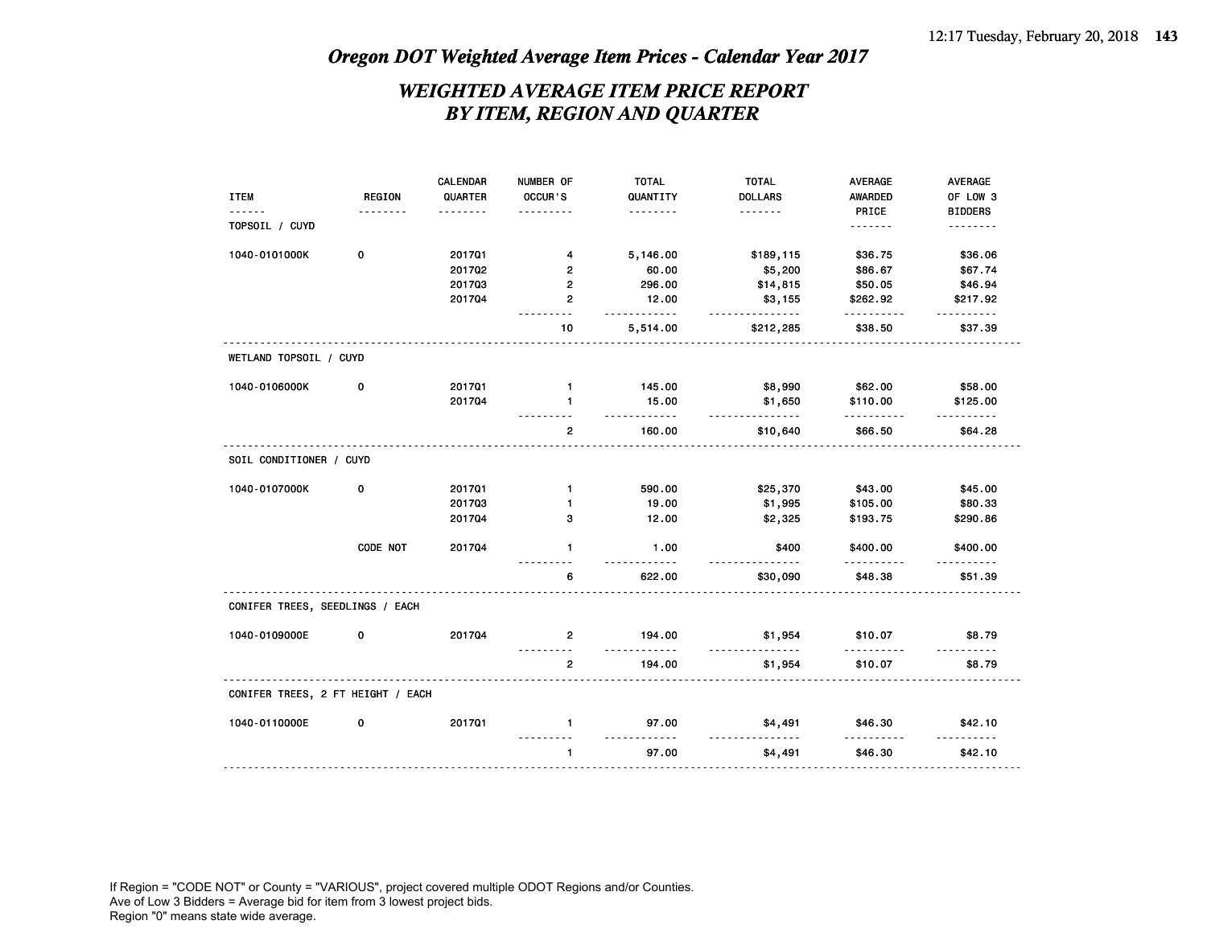# Oregon DOT Weighted Average Item Prices - Calendar Year 2017

## WEIGHTED AVERAGE ITEM PRICE REPORT BY ITEM, REGION AND QUARTER

| ITEM | REGION | CALENDAR QUARTER | NUMBER OF OCCUR'S | TOTAL QUANTITY | TOTAL DOLLARS | AVERAGE AWARDED PRICE | AVERAGE OF LOW 3 BIDDERS |
|---|---|---|---|---|---|---|---|
| TOPSOIL / CUYD | | | | | | | |
| 1040-0101000K | 0 | 2017Q1 | 4 | 5,146.00 | $189,115 | $36.75 | $36.06 |
| | | 2017Q2 | 2 | 60.00 | $5,200 | $86.67 | $67.74 |
| | | 2017Q3 | 2 | 296.00 | $14,815 | $50.05 | $46.94 |
| | | 2017Q4 | 2 | 12.00 | $3,155 | $262.92 | $217.92 |
| | | | 10 | 5,514.00 | $212,285 | $38.50 | $37.39 |
| WETLAND TOPSOIL / CUYD | | | | | | | |
| 1040-0106000K | 0 | 2017Q1 | 1 | 145.00 | $8,990 | $62.00 | $58.00 |
| | | 2017Q4 | 1 | 15.00 | $1,650 | $110.00 | $125.00 |
| | | | 2 | 160.00 | $10,640 | $66.50 | $64.28 |
| SOIL CONDITIONER / CUYD | | | | | | | |
| 1040-0107000K | 0 | 2017Q1 | 1 | 590.00 | $25,370 | $43.00 | $45.00 |
| | | 2017Q3 | 1 | 19.00 | $1,995 | $105.00 | $80.33 |
| | | 2017Q4 | 3 | 12.00 | $2,325 | $193.75 | $290.86 |
| | CODE NOT | 2017Q4 | 1 | 1.00 | $400 | $400.00 | $400.00 |
| | | | 6 | 622.00 | $30,090 | $48.38 | $51.39 |
| CONIFER TREES, SEEDLINGS / EACH | | | | | | | |
| 1040-0109000E | 0 | 2017Q4 | 2 | 194.00 | $1,954 | $10.07 | $8.79 |
| | | | 2 | 194.00 | $1,954 | $10.07 | $8.79 |
| CONIFER TREES, 2 FT HEIGHT / EACH | | | | | | | |
| 1040-0110000E | 0 | 2017Q1 | 1 | 97.00 | $4,491 | $46.30 | $42.10 |
| | | | 1 | 97.00 | $4,491 | $46.30 | $42.10 |

If Region = "CODE NOT" or County = "VARIOUS", project covered multiple ODOT Regions and/or Counties.
Ave of Low 3 Bidders = Average bid for item from 3 lowest project bids.
Region "0" means state wide average.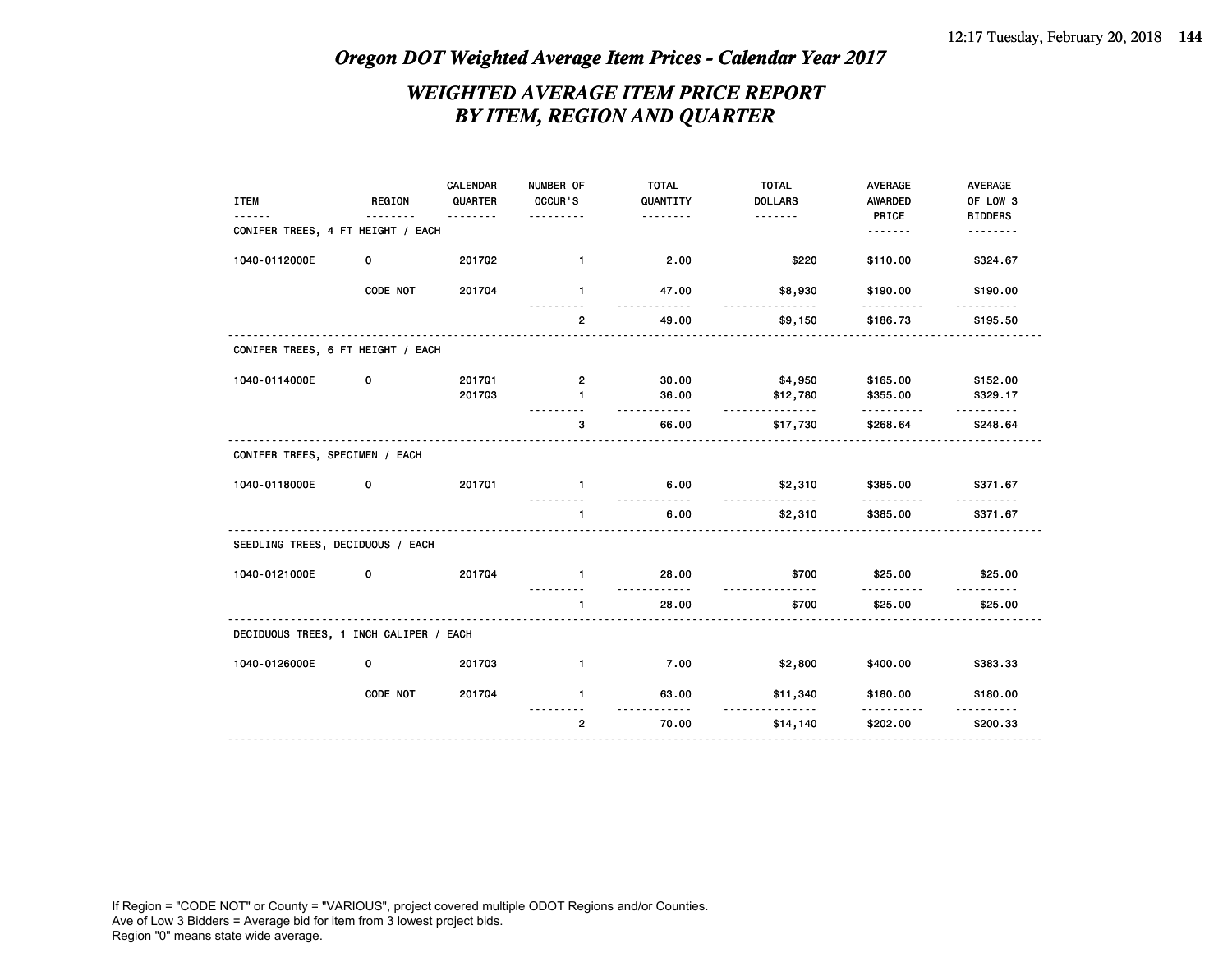## *Oregon DOT Weighted Average Item Prices - Calendar Year 2017*

### *WEIGHTED AVERAGE ITEM PRICE REPORT BY ITEM, REGION AND QUARTER*

| ITEM | REGION | CALENDAR QUARTER | NUMBER OF OCCUR'S | TOTAL QUANTITY | TOTAL DOLLARS | AVERAGE AWARDED PRICE | AVERAGE OF LOW 3 BIDDERS |
|---|---|---|---|---|---|---|---|
| CONIFER TREES, 4 FT HEIGHT / EACH | | | | | | | |
| 1040-0112000E | 0 | 2017Q2 | 1 | 2.00 | $220 | $110.00 | $324.67 |
| | CODE NOT | 2017Q4 | 1 | 47.00 | $8,930 | $190.00 | $190.00 |
| | | | 2 | 49.00 | $9,150 | $186.73 | $195.50 |
| CONIFER TREES, 6 FT HEIGHT / EACH | | | | | | | |
| 1040-0114000E | 0 | 2017Q1 | 2 | 30.00 | $4,950 | $165.00 | $152.00 |
| | | 2017Q3 | 1 | 36.00 | $12,780 | $355.00 | $329.17 |
| | | | 3 | 66.00 | $17,730 | $268.64 | $248.64 |
| CONIFER TREES, SPECIMEN / EACH | | | | | | | |
| 1040-0118000E | 0 | 2017Q1 | 1 | 6.00 | $2,310 | $385.00 | $371.67 |
| | | | 1 | 6.00 | $2,310 | $385.00 | $371.67 |
| SEEDLING TREES, DECIDUOUS / EACH | | | | | | | |
| 1040-0121000E | 0 | 2017Q4 | 1 | 28.00 | $700 | $25.00 | $25.00 |
| | | | 1 | 28.00 | $700 | $25.00 | $25.00 |
| DECIDUOUS TREES, 1 INCH CALIPER / EACH | | | | | | | |
| 1040-0126000E | 0 | 2017Q3 | 1 | 7.00 | $2,800 | $400.00 | $383.33 |
| | CODE NOT | 2017Q4 | 1 | 63.00 | $11,340 | $180.00 | $180.00 |
| | | | 2 | 70.00 | $14,140 | $202.00 | $200.33 |

If Region = "CODE NOT" or County = "VARIOUS", project covered multiple ODOT Regions and/or Counties.
Ave of Low 3 Bidders = Average bid for item from 3 lowest project bids.
Region "0" means state wide average.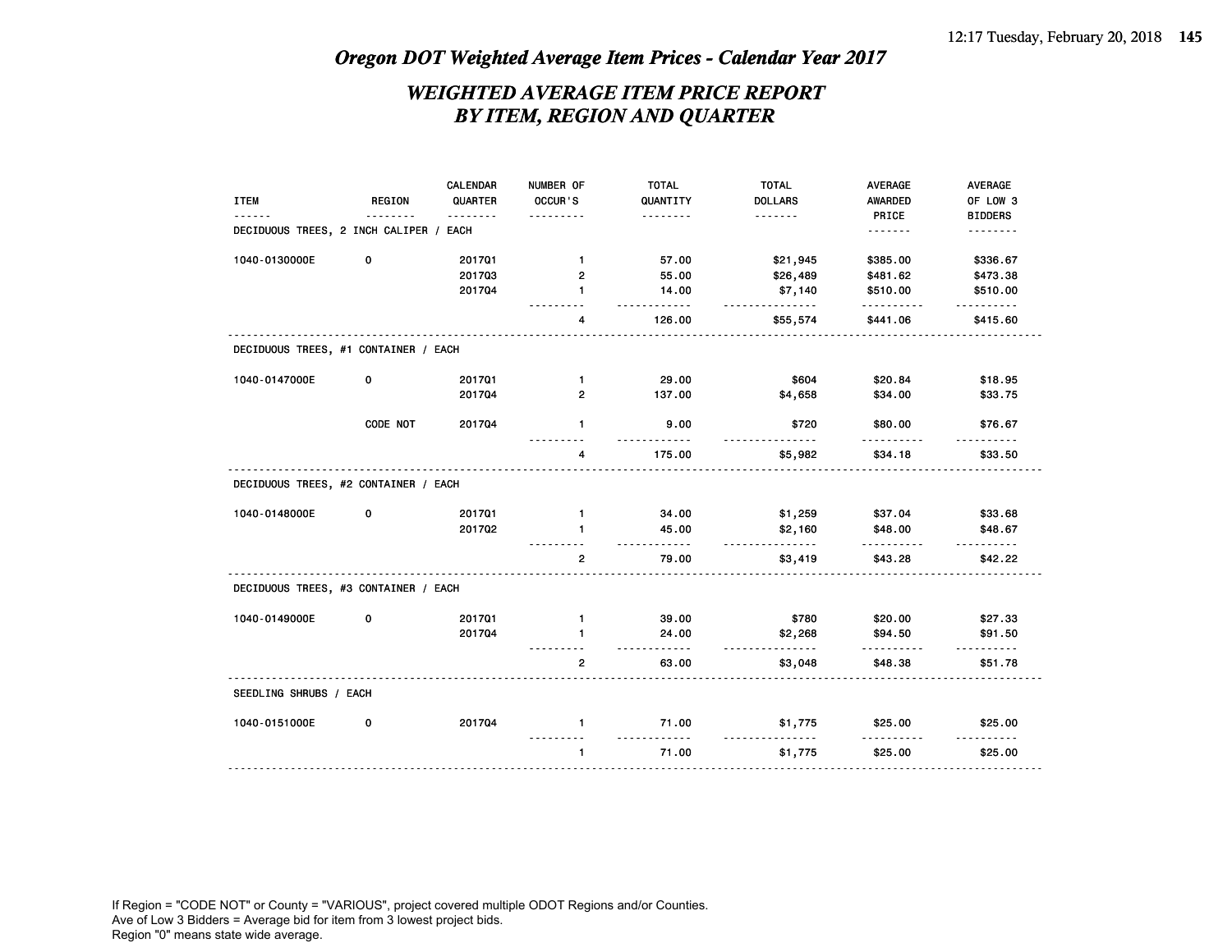## *Oregon DOT Weighted Average Item Prices - Calendar Year 2017*

## *WEIGHTED AVERAGE ITEM PRICE REPORT BY ITEM, REGION AND QUARTER*

| ITEM | REGION | CALENDAR QUARTER | NUMBER OF OCCUR'S | TOTAL QUANTITY | TOTAL DOLLARS | AVERAGE AWARDED PRICE | AVERAGE OF LOW 3 BIDDERS |
|---|---|---|---|---|---|---|---|
| DECIDUOUS TREES, 2 INCH CALIPER / EACH | | | | | | | |
| 1040-0130000E | 0 | 2017Q1 | 1 | 57.00 | $21,945 | $385.00 | $336.67 |
| | | 2017Q3 | 2 | 55.00 | $26,489 | $481.62 | $473.38 |
| | | 2017Q4 | 1 | 14.00 | $7,140 | $510.00 | $510.00 |
| | | | 4 | 126.00 | $55,574 | $441.06 | $415.60 |
| DECIDUOUS TREES, #1 CONTAINER / EACH | | | | | | | |
| 1040-0147000E | 0 | 2017Q1 | 1 | 29.00 | $604 | $20.84 | $18.95 |
| | | 2017Q4 | 2 | 137.00 | $4,658 | $34.00 | $33.75 |
| | CODE NOT | 2017Q4 | 1 | 9.00 | $720 | $80.00 | $76.67 |
| | | | 4 | 175.00 | $5,982 | $34.18 | $33.50 |
| DECIDUOUS TREES, #2 CONTAINER / EACH | | | | | | | |
| 1040-0148000E | 0 | 2017Q1 | 1 | 34.00 | $1,259 | $37.04 | $33.68 |
| | | 2017Q2 | 1 | 45.00 | $2,160 | $48.00 | $48.67 |
| | | | 2 | 79.00 | $3,419 | $43.28 | $42.22 |
| DECIDUOUS TREES, #3 CONTAINER / EACH | | | | | | | |
| 1040-0149000E | 0 | 2017Q1 | 1 | 39.00 | $780 | $20.00 | $27.33 |
| | | 2017Q4 | 1 | 24.00 | $2,268 | $94.50 | $91.50 |
| | | | 2 | 63.00 | $3,048 | $48.38 | $51.78 |
| SEEDLING SHRUBS / EACH | | | | | | | |
| 1040-0151000E | 0 | 2017Q4 | 1 | 71.00 | $1,775 | $25.00 | $25.00 |
| | | | 1 | 71.00 | $1,775 | $25.00 | $25.00 |

If Region = "CODE NOT" or County = "VARIOUS", project covered multiple ODOT Regions and/or Counties.
Ave of Low 3 Bidders = Average bid for item from 3 lowest project bids.
Region "0" means state wide average.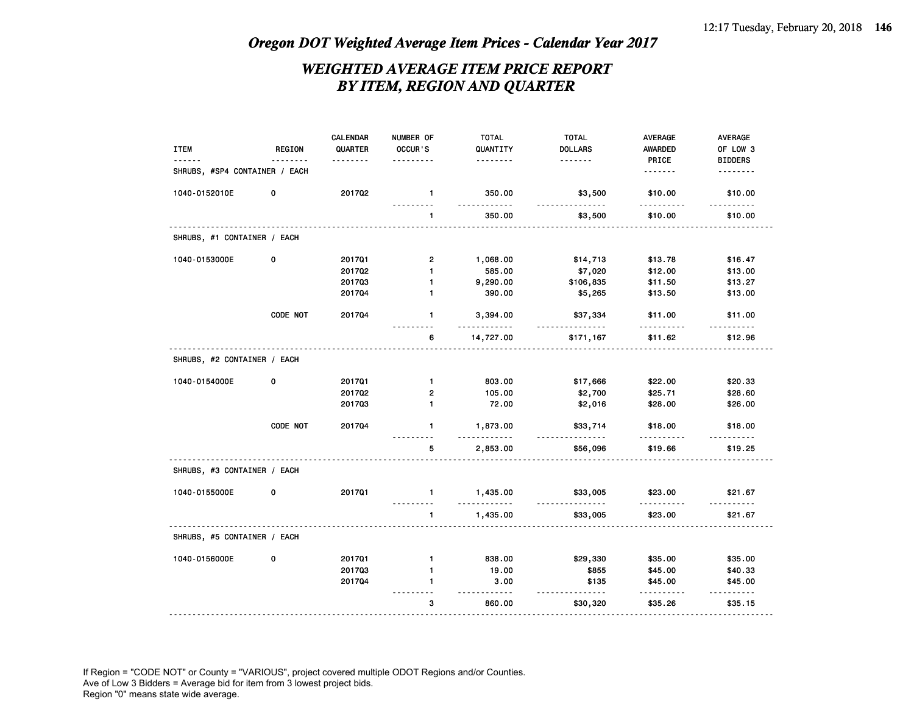## *Oregon DOT Weighted Average Item Prices - Calendar Year 2017*

### *WEIGHTED AVERAGE ITEM PRICE REPORT BY ITEM, REGION AND QUARTER*

| ITEM | REGION | CALENDAR QUARTER | NUMBER OF OCCUR'S | TOTAL QUANTITY | TOTAL DOLLARS | AVERAGE AWARDED PRICE | AVERAGE OF LOW 3 BIDDERS |
|---|---|---|---|---|---|---|---|
| SHRUBS, #SP4 CONTAINER / EACH | | | | | | | |
| 1040-0152010E | 0 | 2017Q2 | 1 | 350.00 | $3,500 | $10.00 | $10.00 |
| | | | 1 | 350.00 | $3,500 | $10.00 | $10.00 |
| SHRUBS, #1 CONTAINER / EACH | | | | | | | |
| 1040-0153000E | 0 | 2017Q1 | 2 | 1,068.00 | $14,713 | $13.78 | $16.47 |
| | | 2017Q2 | 1 | 585.00 | $7,020 | $12.00 | $13.00 |
| | | 2017Q3 | 1 | 9,290.00 | $106,835 | $11.50 | $13.27 |
| | | 2017Q4 | 1 | 390.00 | $5,265 | $13.50 | $13.00 |
| | CODE NOT | 2017Q4 | 1 | 3,394.00 | $37,334 | $11.00 | $11.00 |
| | | | 6 | 14,727.00 | $171,167 | $11.62 | $12.96 |
| SHRUBS, #2 CONTAINER / EACH | | | | | | | |
| 1040-0154000E | 0 | 2017Q1 | 1 | 803.00 | $17,666 | $22.00 | $20.33 |
| | | 2017Q2 | 2 | 105.00 | $2,700 | $25.71 | $28.60 |
| | | 2017Q3 | 1 | 72.00 | $2,016 | $28.00 | $26.00 |
| | CODE NOT | 2017Q4 | 1 | 1,873.00 | $33,714 | $18.00 | $18.00 |
| | | | 5 | 2,853.00 | $56,096 | $19.66 | $19.25 |
| SHRUBS, #3 CONTAINER / EACH | | | | | | | |
| 1040-0155000E | 0 | 2017Q1 | 1 | 1,435.00 | $33,005 | $23.00 | $21.67 |
| | | | 1 | 1,435.00 | $33,005 | $23.00 | $21.67 |
| SHRUBS, #5 CONTAINER / EACH | | | | | | | |
| 1040-0156000E | 0 | 2017Q1 | 1 | 838.00 | $29,330 | $35.00 | $35.00 |
| | | 2017Q3 | 1 | 19.00 | $855 | $45.00 | $40.33 |
| | | 2017Q4 | 1 | 3.00 | $135 | $45.00 | $45.00 |
| | | | 3 | 860.00 | $30,320 | $35.26 | $35.15 |

If Region = "CODE NOT" or County = "VARIOUS", project covered multiple ODOT Regions and/or Counties.
Ave of Low 3 Bidders = Average bid for item from 3 lowest project bids.
Region "0" means state wide average.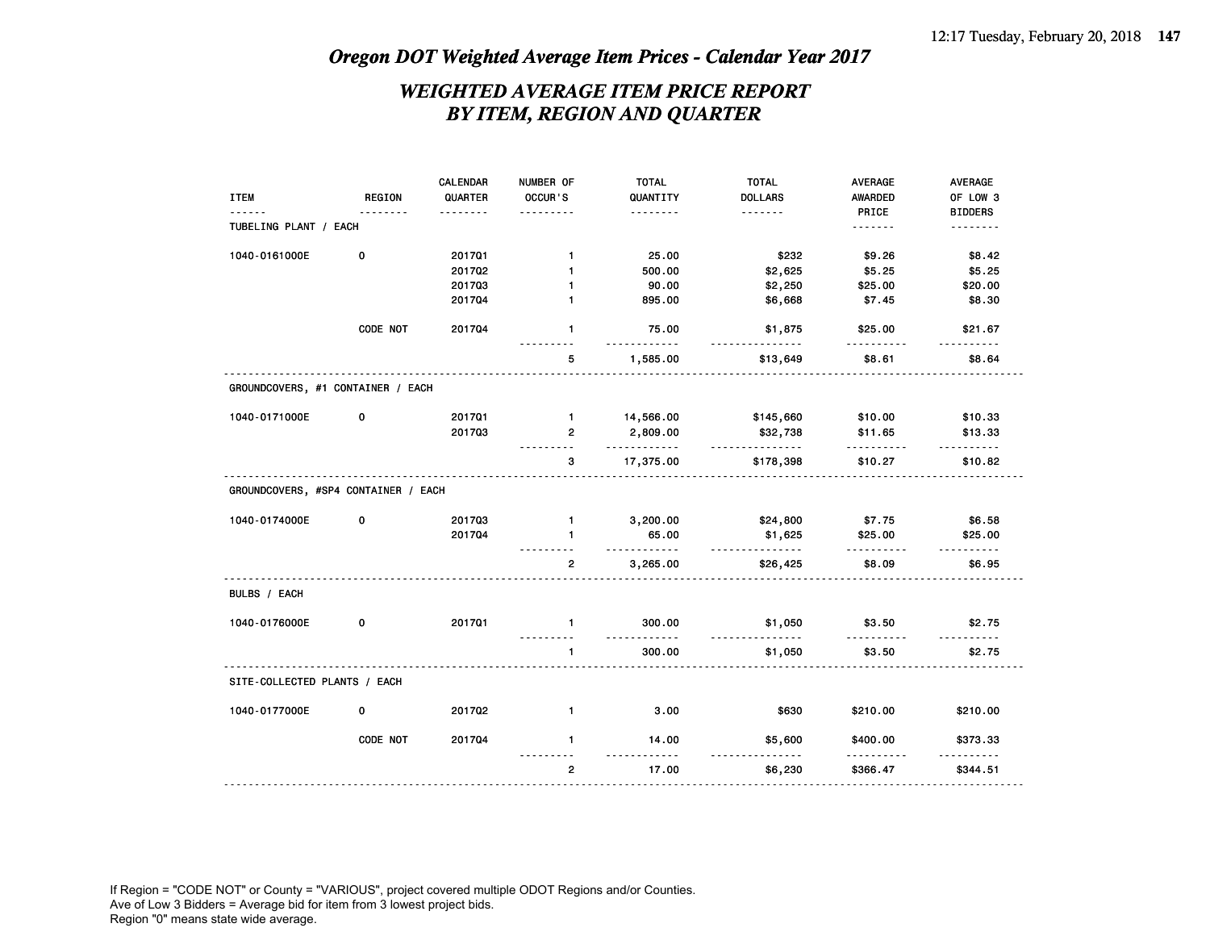## Oregon DOT Weighted Average Item Prices - Calendar Year 2017

## WEIGHTED AVERAGE ITEM PRICE REPORT BY ITEM, REGION AND QUARTER

| ITEM | REGION | CALENDAR QUARTER | NUMBER OF OCCUR'S | TOTAL QUANTITY | TOTAL DOLLARS | AVERAGE AWARDED PRICE | AVERAGE OF LOW 3 BIDDERS |
|---|---|---|---|---|---|---|---|
| **TUBELING PLANT / EACH** | | | | | | | |
| 1040-0161000E | 0 | 2017Q1 | 1 | 25.00 | $232 | $9.26 | $8.42 |
| | | 2017Q2 | 1 | 500.00 | $2,625 | $5.25 | $5.25 |
| | | 2017Q3 | 1 | 90.00 | $2,250 | $25.00 | $20.00 |
| | | 2017Q4 | 1 | 895.00 | $6,668 | $7.45 | $8.30 |
| | CODE NOT | 2017Q4 | 1 | 75.00 | $1,875 | $25.00 | $21.67 |
| | | | 5 | 1,585.00 | $13,649 | $8.61 | $8.64 |
| **GROUNDCOVERS, #1 CONTAINER / EACH** | | | | | | | |
| 1040-0171000E | 0 | 2017Q1 | 1 | 14,566.00 | $145,660 | $10.00 | $10.33 |
| | | 2017Q3 | 2 | 2,809.00 | $32,738 | $11.65 | $13.33 |
| | | | 3 | 17,375.00 | $178,398 | $10.27 | $10.82 |
| **GROUNDCOVERS, #SP4 CONTAINER / EACH** | | | | | | | |
| 1040-0174000E | 0 | 2017Q3 | 1 | 3,200.00 | $24,800 | $7.75 | $6.58 |
| | | 2017Q4 | 1 | 65.00 | $1,625 | $25.00 | $25.00 |
| | | | 2 | 3,265.00 | $26,425 | $8.09 | $6.95 |
| **BULBS / EACH** | | | | | | | |
| 1040-0176000E | 0 | 2017Q1 | 1 | 300.00 | $1,050 | $3.50 | $2.75 |
| | | | 1 | 300.00 | $1,050 | $3.50 | $2.75 |
| **SITE-COLLECTED PLANTS / EACH** | | | | | | | |
| 1040-0177000E | 0 | 2017Q2 | 1 | 3.00 | $630 | $210.00 | $210.00 |
| | CODE NOT | 2017Q4 | 1 | 14.00 | $5,600 | $400.00 | $373.33 |
| | | | 2 | 17.00 | $6,230 | $366.47 | $344.51 |

If Region = "CODE NOT" or County = "VARIOUS", project covered multiple ODOT Regions and/or Counties.
Ave of Low 3 Bidders = Average bid for item from 3 lowest project bids.
Region "0" means state wide average.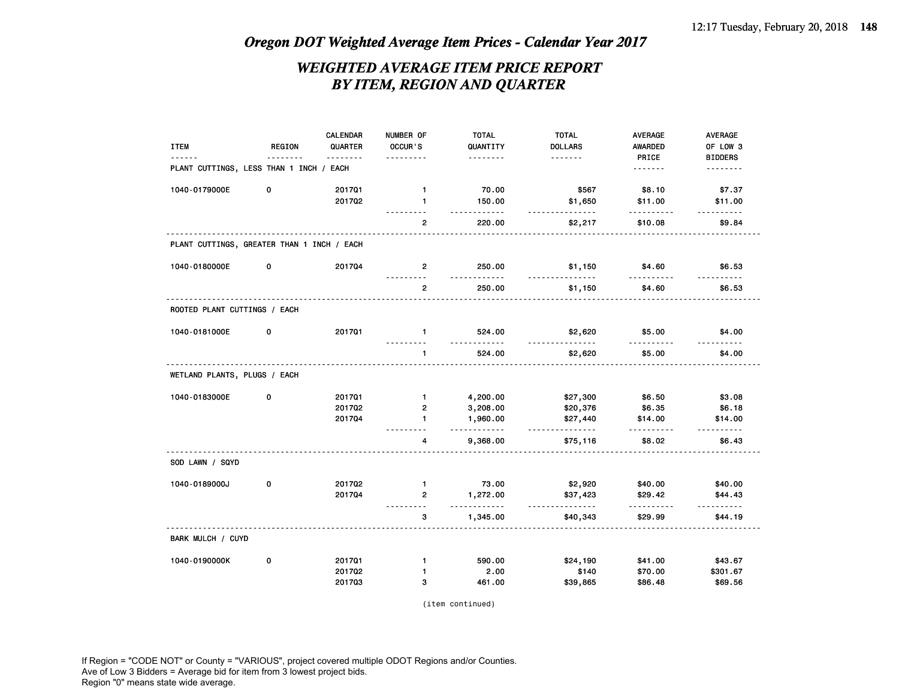# Oregon DOT Weighted Average Item Prices - Calendar Year 2017

## WEIGHTED AVERAGE ITEM PRICE REPORT BY ITEM, REGION AND QUARTER

| ITEM | REGION | CALENDAR QUARTER | NUMBER OF OCCUR'S | TOTAL QUANTITY | TOTAL DOLLARS | AVERAGE AWARDED PRICE | AVERAGE OF LOW 3 BIDDERS |
|---|---|---|---|---|---|---|---|
| **PLANT CUTTINGS, LESS THAN 1 INCH / EACH** | | | | | | | |
| 1040-0179000E | 0 | 2017Q1 | 1 | 70.00 | $567 | $8.10 | $7.37 |
| | | 2017Q2 | 1 | 150.00 | $1,650 | $11.00 | $11.00 |
| | | | 2 | 220.00 | $2,217 | $10.08 | $9.84 |
| **PLANT CUTTINGS, GREATER THAN 1 INCH / EACH** | | | | | | | |
| 1040-0180000E | 0 | 2017Q4 | 2 | 250.00 | $1,150 | $4.60 | $6.53 |
| | | | 2 | 250.00 | $1,150 | $4.60 | $6.53 |
| **ROOTED PLANT CUTTINGS / EACH** | | | | | | | |
| 1040-0181000E | 0 | 2017Q1 | 1 | 524.00 | $2,620 | $5.00 | $4.00 |
| | | | 1 | 524.00 | $2,620 | $5.00 | $4.00 |
| **WETLAND PLANTS, PLUGS / EACH** | | | | | | | |
| 1040-0183000E | 0 | 2017Q1 | 1 | 4,200.00 | $27,300 | $6.50 | $3.08 |
| | | 2017Q2 | 2 | 3,208.00 | $20,376 | $6.35 | $6.18 |
| | | 2017Q4 | 1 | 1,960.00 | $27,440 | $14.00 | $14.00 |
| | | | 4 | 9,368.00 | $75,116 | $8.02 | $6.43 |
| **SOD LAWN / SQYD** | | | | | | | |
| 1040-0189000J | 0 | 2017Q2 | 1 | 73.00 | $2,920 | $40.00 | $40.00 |
| | | 2017Q4 | 2 | 1,272.00 | $37,423 | $29.42 | $44.43 |
| | | | 3 | 1,345.00 | $40,343 | $29.99 | $44.19 |
| **BARK MULCH / CUYD** | | | | | | | |
| 1040-0190000K | 0 | 2017Q1 | 1 | 590.00 | $24,190 | $41.00 | $43.67 |
| | | 2017Q2 | 1 | 2.00 | $140 | $70.00 | $301.67 |
| | | 2017Q3 | 3 | 461.00 | $39,865 | $86.48 | $69.56 |

(item continued)

If Region = "CODE NOT" or County = "VARIOUS", project covered multiple ODOT Regions and/or Counties.
Ave of Low 3 Bidders = Average bid for item from 3 lowest project bids.
Region "0" means state wide average.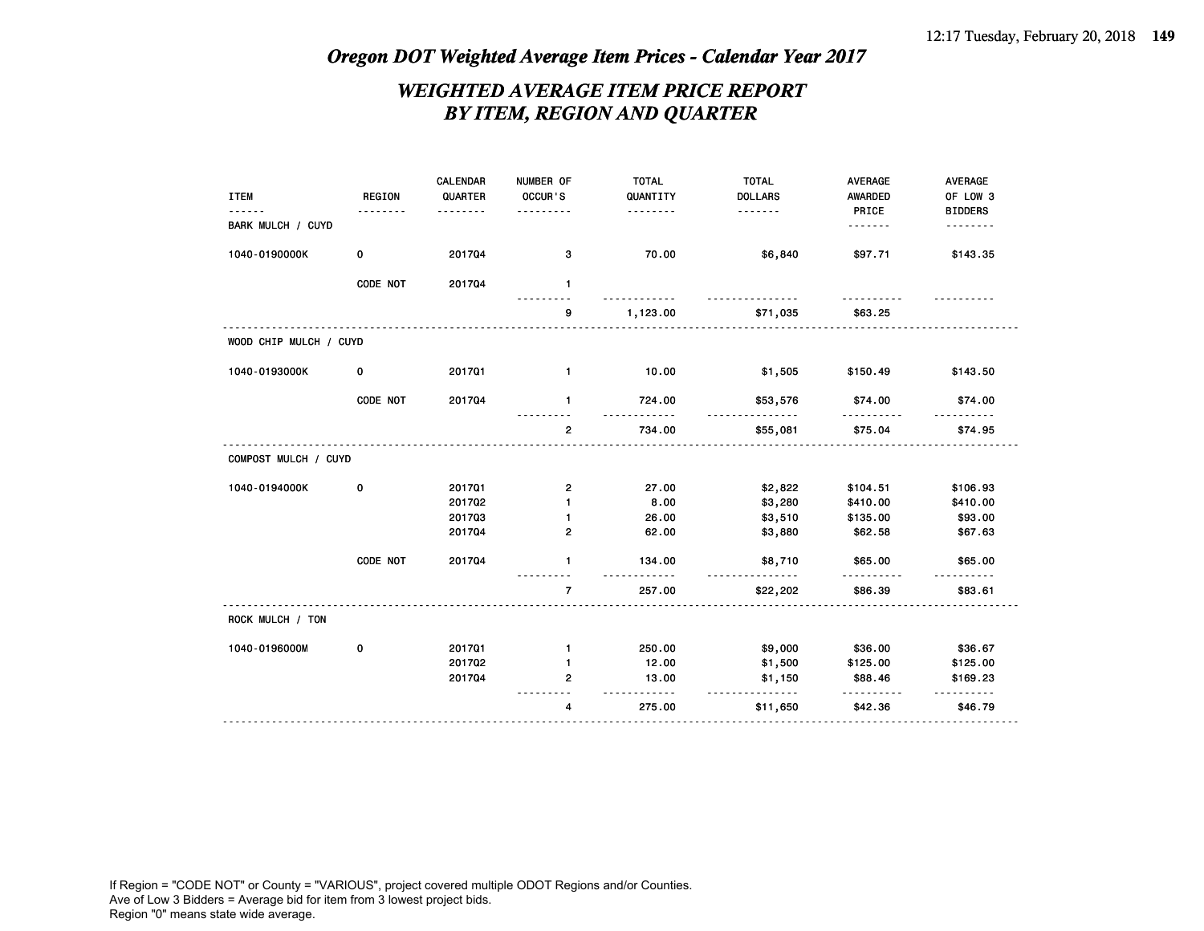## *Oregon DOT Weighted Average Item Prices - Calendar Year 2017*

### *WEIGHTED AVERAGE ITEM PRICE REPORT BY ITEM, REGION AND QUARTER*

| ITEM | REGION | CALENDAR QUARTER | NUMBER OF OCCUR'S | TOTAL QUANTITY | TOTAL DOLLARS | AVERAGE AWARDED PRICE | AVERAGE OF LOW 3 BIDDERS |
|---|---|---|---|---|---|---|---|
| BARK MULCH / CUYD | | | | | | | |
| 1040-0190000K | 0 | 2017Q4 | 3 | 70.00 | $6,840 | $97.71 | $143.35 |
| | CODE NOT | 2017Q4 | 1 | | | | |
| | | | 9 | 1,123.00 | $71,035 | $63.25 | |
| WOOD CHIP MULCH / CUYD | | | | | | | |
| 1040-0193000K | 0 | 2017Q1 | 1 | 10.00 | $1,505 | $150.49 | $143.50 |
| | CODE NOT | 2017Q4 | 1 | 724.00 | $53,576 | $74.00 | $74.00 |
| | | | 2 | 734.00 | $55,081 | $75.04 | $74.95 |
| COMPOST MULCH / CUYD | | | | | | | |
| 1040-0194000K | 0 | 2017Q1 | 2 | 27.00 | $2,822 | $104.51 | $106.93 |
| | | 2017Q2 | 1 | 8.00 | $3,280 | $410.00 | $410.00 |
| | | 2017Q3 | 1 | 26.00 | $3,510 | $135.00 | $93.00 |
| | | 2017Q4 | 2 | 62.00 | $3,880 | $62.58 | $67.63 |
| | CODE NOT | 2017Q4 | 1 | 134.00 | $8,710 | $65.00 | $65.00 |
| | | | 7 | 257.00 | $22,202 | $86.39 | $83.61 |
| ROCK MULCH / TON | | | | | | | |
| 1040-0196000M | 0 | 2017Q1 | 1 | 250.00 | $9,000 | $36.00 | $36.67 |
| | | 2017Q2 | 1 | 12.00 | $1,500 | $125.00 | $125.00 |
| | | 2017Q4 | 2 | 13.00 | $1,150 | $88.46 | $169.23 |
| | | | 4 | 275.00 | $11,650 | $42.36 | $46.79 |

If Region = "CODE NOT" or County = "VARIOUS", project covered multiple ODOT Regions and/or Counties.
Ave of Low 3 Bidders = Average bid for item from 3 lowest project bids.
Region "0" means state wide average.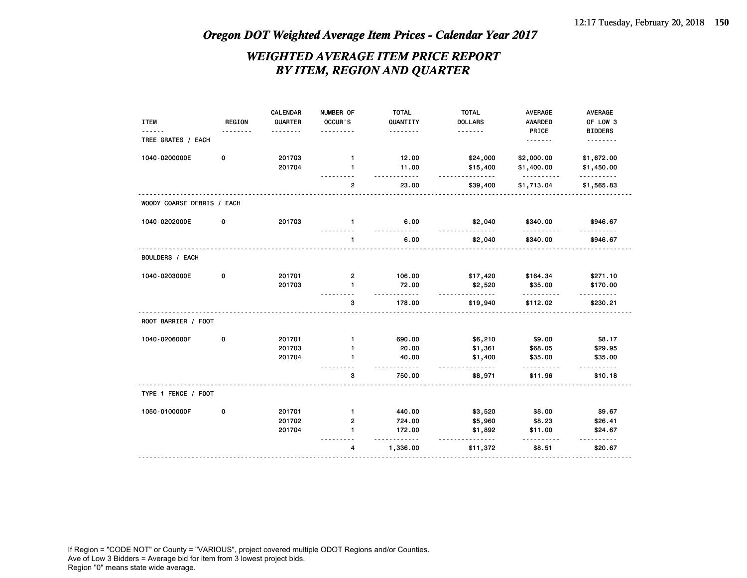# Oregon DOT Weighted Average Item Prices - Calendar Year 2017

## WEIGHTED AVERAGE ITEM PRICE REPORT BY ITEM, REGION AND QUARTER

| ITEM | REGION | CALENDAR QUARTER | NUMBER OF OCCUR'S | TOTAL QUANTITY | TOTAL DOLLARS | AVERAGE AWARDED PRICE | AVERAGE OF LOW 3 BIDDERS |
|---|---|---|---|---|---|---|---|
| TREE GRATES / EACH | | | | | | | |
| 1040-0200000E | 0 | 2017Q3 | 1 | 12.00 | $24,000 | $2,000.00 | $1,672.00 |
| | | 2017Q4 | 1 | 11.00 | $15,400 | $1,400.00 | $1,450.00 |
| | | | 2 | 23.00 | $39,400 | $1,713.04 | $1,565.83 |
| WOODY COARSE DEBRIS / EACH | | | | | | | |
| 1040-0202000E | 0 | 2017Q3 | 1 | 6.00 | $2,040 | $340.00 | $946.67 |
| | | | 1 | 6.00 | $2,040 | $340.00 | $946.67 |
| BOULDERS / EACH | | | | | | | |
| 1040-0203000E | 0 | 2017Q1 | 2 | 106.00 | $17,420 | $164.34 | $271.10 |
| | | 2017Q3 | 1 | 72.00 | $2,520 | $35.00 | $170.00 |
| | | | 3 | 178.00 | $19,940 | $112.02 | $230.21 |
| ROOT BARRIER / FOOT | | | | | | | |
| 1040-0206000F | 0 | 2017Q1 | 1 | 690.00 | $6,210 | $9.00 | $8.17 |
| | | 2017Q3 | 1 | 20.00 | $1,361 | $68.05 | $29.95 |
| | | 2017Q4 | 1 | 40.00 | $1,400 | $35.00 | $35.00 |
| | | | 3 | 750.00 | $8,971 | $11.96 | $10.18 |
| TYPE 1 FENCE / FOOT | | | | | | | |
| 1050-0100000F | 0 | 2017Q1 | 1 | 440.00 | $3,520 | $8.00 | $9.67 |
| | | 2017Q2 | 2 | 724.00 | $5,960 | $8.23 | $26.41 |
| | | 2017Q4 | 1 | 172.00 | $1,892 | $11.00 | $24.67 |
| | | | 4 | 1,336.00 | $11,372 | $8.51 | $20.67 |

If Region = "CODE NOT" or County = "VARIOUS", project covered multiple ODOT Regions and/or Counties.
Ave of Low 3 Bidders = Average bid for item from 3 lowest project bids.
Region "0" means state wide average.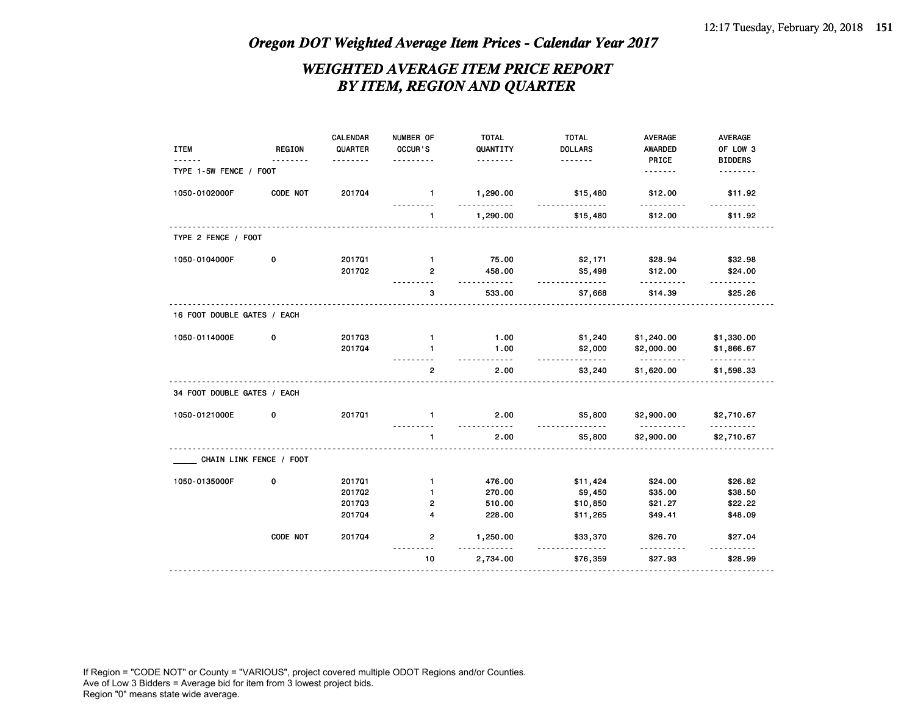# Oregon DOT Weighted Average Item Prices - Calendar Year 2017

## WEIGHTED AVERAGE ITEM PRICE REPORT BY ITEM, REGION AND QUARTER

| ITEM | REGION | CALENDAR QUARTER | NUMBER OF OCCUR'S | TOTAL QUANTITY | TOTAL DOLLARS | AVERAGE AWARDED PRICE | AVERAGE OF LOW 3 BIDDERS |
|---|---|---|---|---|---|---|---|
| TYPE 1-5W FENCE / FOOT | | | | | | | |
| 1050-0102000F | CODE NOT | 2017Q4 | 1 | 1,290.00 | $15,480 | $12.00 | $11.92 |
| | | | 1 | 1,290.00 | $15,480 | $12.00 | $11.92 |
| TYPE 2 FENCE / FOOT | | | | | | | |
| 1050-0104000F | 0 | 2017Q1 | 1 | 75.00 | $2,171 | $28.94 | $32.98 |
| | | 2017Q2 | 2 | 458.00 | $5,498 | $12.00 | $24.00 |
| | | | 3 | 533.00 | $7,668 | $14.39 | $25.26 |
| 16 FOOT DOUBLE GATES / EACH | | | | | | | |
| 1050-0114000E | 0 | 2017Q3 | 1 | 1.00 | $1,240 | $1,240.00 | $1,330.00 |
| | | 2017Q4 | 1 | 1.00 | $2,000 | $2,000.00 | $1,866.67 |
| | | | 2 | 2.00 | $3,240 | $1,620.00 | $1,598.33 |
| 34 FOOT DOUBLE GATES / EACH | | | | | | | |
| 1050-0121000E | 0 | 2017Q1 | 1 | 2.00 | $5,800 | $2,900.00 | $2,710.67 |
| | | | 1 | 2.00 | $5,800 | $2,900.00 | $2,710.67 |
| _____ CHAIN LINK FENCE / FOOT | | | | | | | |
| 1050-0135000F | 0 | 2017Q1 | 1 | 476.00 | $11,424 | $24.00 | $26.82 |
| | | 2017Q2 | 1 | 270.00 | $9,450 | $35.00 | $38.50 |
| | | 2017Q3 | 2 | 510.00 | $10,850 | $21.27 | $22.22 |
| | | 2017Q4 | 4 | 228.00 | $11,265 | $49.41 | $48.09 |
| | CODE NOT | 2017Q4 | 2 | 1,250.00 | $33,370 | $26.70 | $27.04 |
| | | | 10 | 2,734.00 | $76,359 | $27.93 | $28.99 |

If Region = "CODE NOT" or County = "VARIOUS", project covered multiple ODOT Regions and/or Counties.
Ave of Low 3 Bidders = Average bid for item from 3 lowest project bids.
Region "0" means state wide average.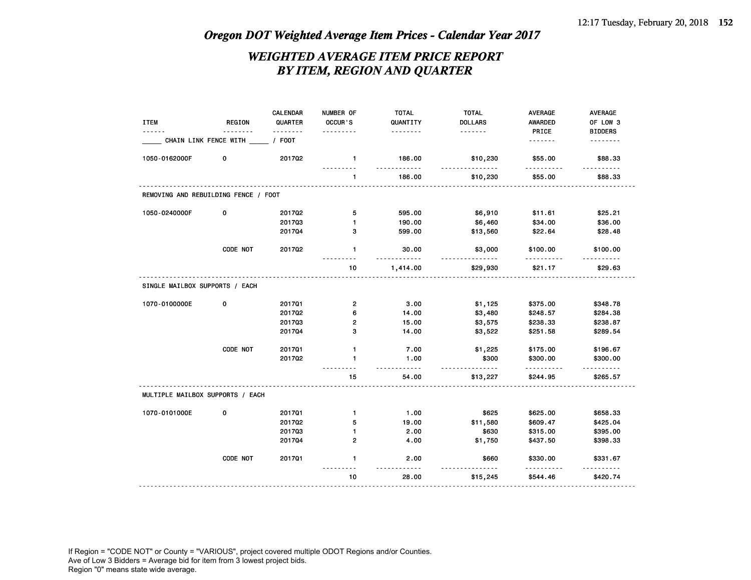# Oregon DOT Weighted Average Item Prices - Calendar Year 2017

## WEIGHTED AVERAGE ITEM PRICE REPORT BY ITEM, REGION AND QUARTER

| ITEM | REGION | CALENDAR QUARTER | NUMBER OF OCCUR'S | TOTAL QUANTITY | TOTAL DOLLARS | AVERAGE AWARDED PRICE | AVERAGE OF LOW 3 BIDDERS |
|---|---|---|---|---|---|---|---|
| _____ CHAIN LINK FENCE WITH _____ / FOOT | | | | | | | |
| 1050-0162000F | 0 | 2017Q2 | 1 | 186.00 | $10,230 | $55.00 | $88.33 |
| | | | 1 | 186.00 | $10,230 | $55.00 | $88.33 |
| REMOVING AND REBUILDING FENCE / FOOT | | | | | | | |
| 1050-0240000F | 0 | 2017Q2 | 5 | 595.00 | $6,910 | $11.61 | $25.21 |
| | | 2017Q3 | 1 | 190.00 | $6,460 | $34.00 | $36.00 |
| | | 2017Q4 | 3 | 599.00 | $13,560 | $22.64 | $28.48 |
| | CODE NOT | 2017Q2 | 1 | 30.00 | $3,000 | $100.00 | $100.00 |
| | | | 10 | 1,414.00 | $29,930 | $21.17 | $29.63 |
| SINGLE MAILBOX SUPPORTS / EACH | | | | | | | |
| 1070-0100000E | 0 | 2017Q1 | 2 | 3.00 | $1,125 | $375.00 | $348.78 |
| | | 2017Q2 | 6 | 14.00 | $3,480 | $248.57 | $284.38 |
| | | 2017Q3 | 2 | 15.00 | $3,575 | $238.33 | $238.87 |
| | | 2017Q4 | 3 | 14.00 | $3,522 | $251.58 | $289.54 |
| | CODE NOT | 2017Q1 | 1 | 7.00 | $1,225 | $175.00 | $196.67 |
| | | 2017Q2 | 1 | 1.00 | $300 | $300.00 | $300.00 |
| | | | 15 | 54.00 | $13,227 | $244.95 | $265.57 |
| MULTIPLE MAILBOX SUPPORTS / EACH | | | | | | | |
| 1070-0101000E | 0 | 2017Q1 | 1 | 1.00 | $625 | $625.00 | $658.33 |
| | | 2017Q2 | 5 | 19.00 | $11,580 | $609.47 | $425.04 |
| | | 2017Q3 | 1 | 2.00 | $630 | $315.00 | $395.00 |
| | | 2017Q4 | 2 | 4.00 | $1,750 | $437.50 | $398.33 |
| | CODE NOT | 2017Q1 | 1 | 2.00 | $660 | $330.00 | $331.67 |
| | | | 10 | 28.00 | $15,245 | $544.46 | $420.74 |

If Region = "CODE NOT" or County = "VARIOUS", project covered multiple ODOT Regions and/or Counties.
Ave of Low 3 Bidders = Average bid for item from 3 lowest project bids.
Region "0" means state wide average.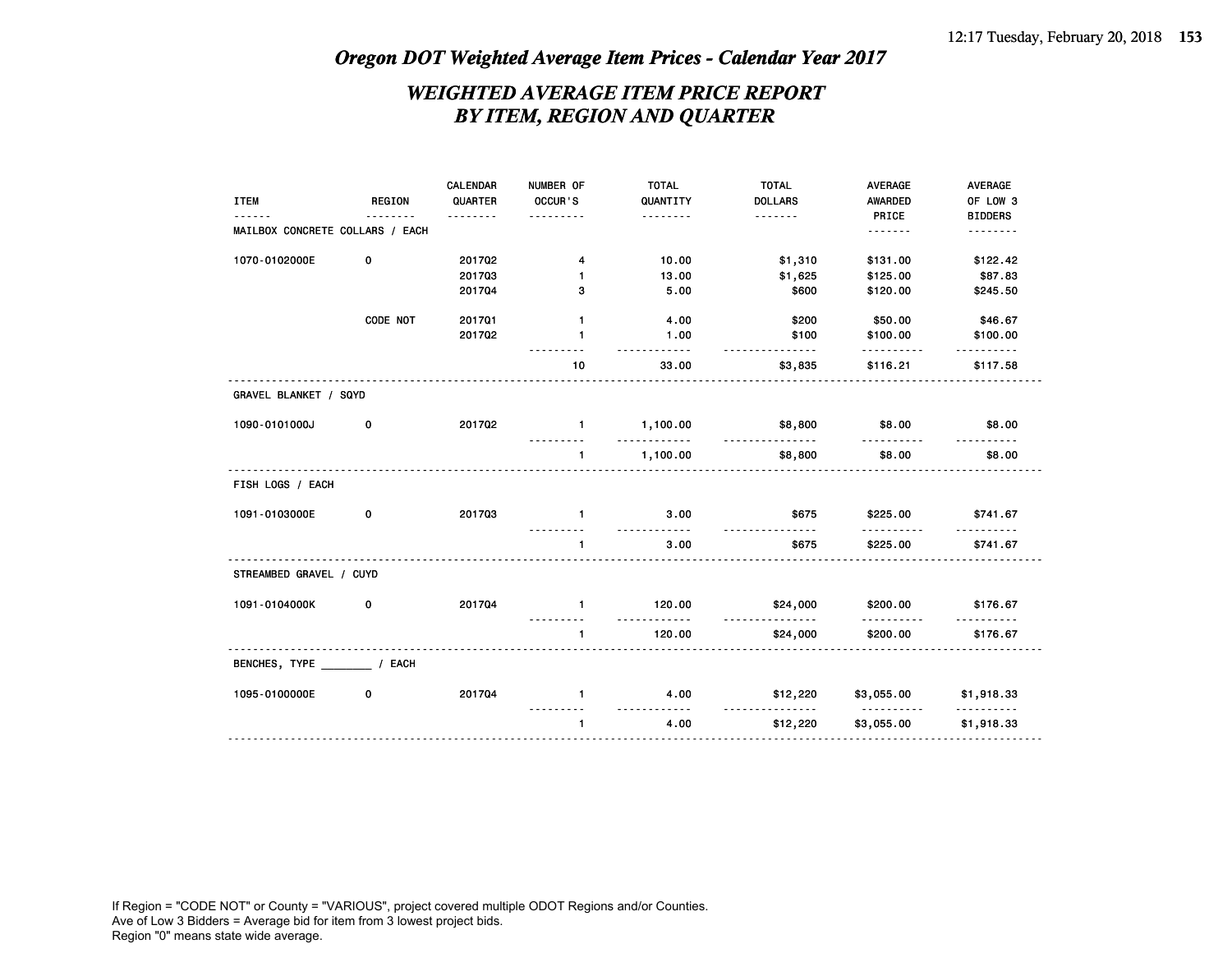# *Oregon DOT Weighted Average Item Prices - Calendar Year 2017*

## *WEIGHTED AVERAGE ITEM PRICE REPORT BY ITEM, REGION AND QUARTER*

| ITEM | REGION | CALENDAR QUARTER | NUMBER OF OCCUR'S | TOTAL QUANTITY | TOTAL DOLLARS | AVERAGE AWARDED PRICE | AVERAGE OF LOW 3 BIDDERS |
|---|---|---|---|---|---|---|---|
| MAILBOX CONCRETE COLLARS / EACH | | | | | | | |
| 1070-0102000E | 0 | 2017Q2 | 4 | 10.00 | $1,310 | $131.00 | $122.42 |
| | | 2017Q3 | 1 | 13.00 | $1,625 | $125.00 | $87.83 |
| | | 2017Q4 | 3 | 5.00 | $600 | $120.00 | $245.50 |
| | CODE NOT | 2017Q1 | 1 | 4.00 | $200 | $50.00 | $46.67 |
| | | 2017Q2 | 1 | 1.00 | $100 | $100.00 | $100.00 |
| | | | 10 | 33.00 | $3,835 | $116.21 | $117.58 |
| GRAVEL BLANKET / SQYD | | | | | | | |
| 1090-0101000J | 0 | 2017Q2 | 1 | 1,100.00 | $8,800 | $8.00 | $8.00 |
| | | | 1 | 1,100.00 | $8,800 | $8.00 | $8.00 |
| FISH LOGS / EACH | | | | | | | |
| 1091-0103000E | 0 | 2017Q3 | 1 | 3.00 | $675 | $225.00 | $741.67 |
| | | | 1 | 3.00 | $675 | $225.00 | $741.67 |
| STREAMBED GRAVEL / CUYD | | | | | | | |
| 1091-0104000K | 0 | 2017Q4 | 1 | 120.00 | $24,000 | $200.00 | $176.67 |
| | | | 1 | 120.00 | $24,000 | $200.00 | $176.67 |
| BENCHES, TYPE ________ / EACH | | | | | | | |
| 1095-0100000E | 0 | 2017Q4 | 1 | 4.00 | $12,220 | $3,055.00 | $1,918.33 |
| | | | 1 | 4.00 | $12,220 | $3,055.00 | $1,918.33 |

If Region = "CODE NOT" or County = "VARIOUS", project covered multiple ODOT Regions and/or Counties.
Ave of Low 3 Bidders = Average bid for item from 3 lowest project bids.
Region "0" means state wide average.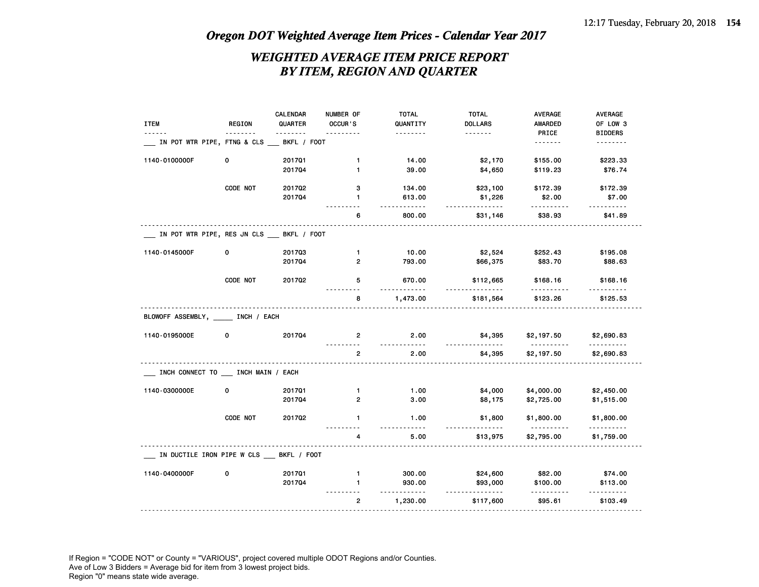# *Oregon DOT Weighted Average Item Prices - Calendar Year 2017*

## *WEIGHTED AVERAGE ITEM PRICE REPORT BY ITEM, REGION AND QUARTER*

| ITEM | REGION | CALENDAR QUARTER | NUMBER OF OCCUR'S | TOTAL QUANTITY | TOTAL DOLLARS | AVERAGE AWARDED PRICE | AVERAGE OF LOW 3 BIDDERS |
|---|---|---|---|---|---|---|---|
| ___ IN POT WTR PIPE, FTNG & CLS ___ BKFL / FOOT | | | | | | | |
| 1140-0100000F | 0 | 2017Q1 | 1 | 14.00 | $2,170 | $155.00 | $223.33 |
| | | 2017Q4 | 1 | 39.00 | $4,650 | $119.23 | $76.74 |
| | CODE NOT | 2017Q2 | 3 | 134.00 | $23,100 | $172.39 | $172.39 |
| | | 2017Q4 | 1 | 613.00 | $1,226 | $2.00 | $7.00 |
| | | | 6 | 800.00 | $31,146 | $38.93 | $41.89 |
| ___ IN POT WTR PIPE, RES JN CLS ___ BKFL / FOOT | | | | | | | |
| 1140-0145000F | 0 | 2017Q3 | 1 | 10.00 | $2,524 | $252.43 | $195.08 |
| | | 2017Q4 | 2 | 793.00 | $66,375 | $83.70 | $88.63 |
| | CODE NOT | 2017Q2 | 5 | 670.00 | $112,665 | $168.16 | $168.16 |
| | | | 8 | 1,473.00 | $181,564 | $123.26 | $125.53 |
| BLOWOFF ASSEMBLY, _____ INCH / EACH | | | | | | | |
| 1140-0195000E | 0 | 2017Q4 | 2 | 2.00 | $4,395 | $2,197.50 | $2,690.83 |
| | | | 2 | 2.00 | $4,395 | $2,197.50 | $2,690.83 |
| ___ INCH CONNECT TO ___ INCH MAIN / EACH | | | | | | | |
| 1140-0300000E | 0 | 2017Q1 | 1 | 1.00 | $4,000 | $4,000.00 | $2,450.00 |
| | | 2017Q4 | 2 | 3.00 | $8,175 | $2,725.00 | $1,515.00 |
| | CODE NOT | 2017Q2 | 1 | 1.00 | $1,800 | $1,800.00 | $1,800.00 |
| | | | 4 | 5.00 | $13,975 | $2,795.00 | $1,759.00 |
| ___ IN DUCTILE IRON PIPE W CLS ___ BKFL / FOOT | | | | | | | |
| 1140-0400000F | 0 | 2017Q1 | 1 | 300.00 | $24,600 | $82.00 | $74.00 |
| | | 2017Q4 | 1 | 930.00 | $93,000 | $100.00 | $113.00 |
| | | | 2 | 1,230.00 | $117,600 | $95.61 | $103.49 |

If Region = "CODE NOT" or County = "VARIOUS", project covered multiple ODOT Regions and/or Counties.
Ave of Low 3 Bidders = Average bid for item from 3 lowest project bids.
Region "0" means state wide average.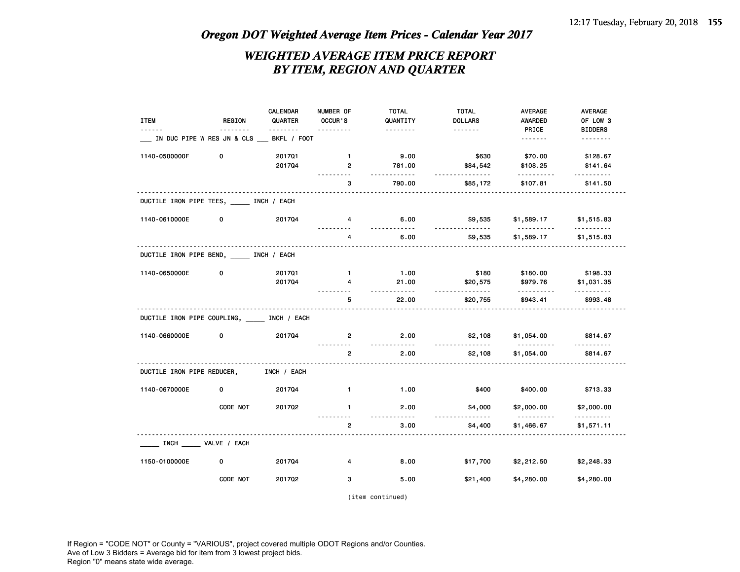## Oregon DOT Weighted Average Item Prices - Calendar Year 2017

## WEIGHTED AVERAGE ITEM PRICE REPORT BY ITEM, REGION AND QUARTER

| ITEM | REGION | CALENDAR QUARTER | NUMBER OF OCCUR'S | TOTAL QUANTITY | TOTAL DOLLARS | AVERAGE AWARDED PRICE | AVERAGE OF LOW 3 BIDDERS |
|---|---|---|---|---|---|---|---|
| ___ IN DUC PIPE W RES JN & CLS ___ BKFL / FOOT | | | | | | | |
| 1140-0500000F | 0 | 2017Q1 | 1 | 9.00 | $630 | $70.00 | $128.67 |
| | | 2017Q4 | 2 | 781.00 | $84,542 | $108.25 | $141.64 |
| | | | 3 | 790.00 | $85,172 | $107.81 | $141.50 |
| DUCTILE IRON PIPE TEES, _____ INCH / EACH | | | | | | | |
| 1140-0610000E | 0 | 2017Q4 | 4 | 6.00 | $9,535 | $1,589.17 | $1,515.83 |
| | | | 4 | 6.00 | $9,535 | $1,589.17 | $1,515.83 |
| DUCTILE IRON PIPE BEND, _____ INCH / EACH | | | | | | | |
| 1140-0650000E | 0 | 2017Q1 | 1 | 1.00 | $180 | $180.00 | $198.33 |
| | | 2017Q4 | 4 | 21.00 | $20,575 | $979.76 | $1,031.35 |
| | | | 5 | 22.00 | $20,755 | $943.41 | $993.48 |
| DUCTILE IRON PIPE COUPLING, _____ INCH / EACH | | | | | | | |
| 1140-0660000E | 0 | 2017Q4 | 2 | 2.00 | $2,108 | $1,054.00 | $814.67 |
| | | | 2 | 2.00 | $2,108 | $1,054.00 | $814.67 |
| DUCTILE IRON PIPE REDUCER, _____ INCH / EACH | | | | | | | |
| 1140-0670000E | 0 | 2017Q4 | 1 | 1.00 | $400 | $400.00 | $713.33 |
| | CODE NOT | 2017Q2 | 1 | 2.00 | $4,000 | $2,000.00 | $2,000.00 |
| | | | 2 | 3.00 | $4,400 | $1,466.67 | $1,571.11 |
| _____ INCH _____ VALVE / EACH | | | | | | | |
| 1150-0100000E | 0 | 2017Q4 | 4 | 8.00 | $17,700 | $2,212.50 | $2,248.33 |
| | CODE NOT | 2017Q2 | 3 | 5.00 | $21,400 | $4,280.00 | $4,280.00 |

(item continued)

If Region = "CODE NOT" or County = "VARIOUS", project covered multiple ODOT Regions and/or Counties.
Ave of Low 3 Bidders = Average bid for item from 3 lowest project bids.
Region "0" means state wide average.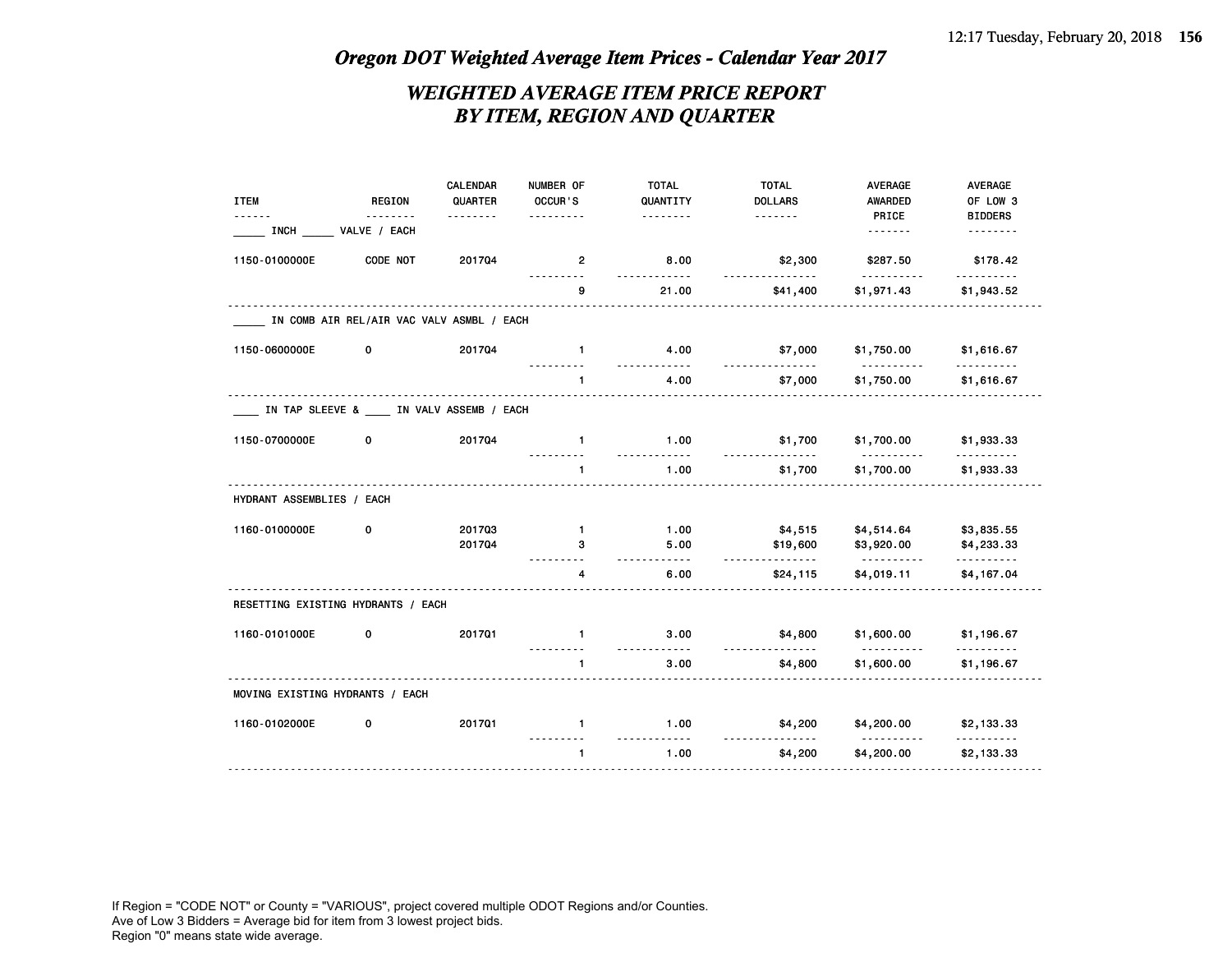# Oregon DOT Weighted Average Item Prices - Calendar Year 2017

## WEIGHTED AVERAGE ITEM PRICE REPORT BY ITEM, REGION AND QUARTER

| ITEM | REGION | CALENDAR QUARTER | NUMBER OF OCCUR'S | TOTAL QUANTITY | TOTAL DOLLARS | AVERAGE AWARDED PRICE | AVERAGE OF LOW 3 BIDDERS |
|---|---|---|---|---|---|---|---|
| _____ INCH _____ VALVE / EACH | | | | | | | |
| 1150-0100000E | CODE NOT | 2017Q4 | 2 | 8.00 | $2,300 | $287.50 | $178.42 |
| | | | 9 | 21.00 | $41,400 | $1,971.43 | $1,943.52 |
| _____ IN COMB AIR REL/AIR VAC VALV ASMBL / EACH | | | | | | | |
| 1150-0600000E | 0 | 2017Q4 | 1 | 4.00 | $7,000 | $1,750.00 | $1,616.67 |
| | | | 1 | 4.00 | $7,000 | $1,750.00 | $1,616.67 |
| ____ IN TAP SLEEVE & ____ IN VALV ASSEMB / EACH | | | | | | | |
| 1150-0700000E | 0 | 2017Q4 | 1 | 1.00 | $1,700 | $1,700.00 | $1,933.33 |
| | | | 1 | 1.00 | $1,700 | $1,700.00 | $1,933.33 |
| HYDRANT ASSEMBLIES / EACH | | | | | | | |
| 1160-0100000E | 0 | 2017Q3 | 1 | 1.00 | $4,515 | $4,514.64 | $3,835.55 |
| | | 2017Q4 | 3 | 5.00 | $19,600 | $3,920.00 | $4,233.33 |
| | | | 4 | 6.00 | $24,115 | $4,019.11 | $4,167.04 |
| RESETTING EXISTING HYDRANTS / EACH | | | | | | | |
| 1160-0101000E | 0 | 2017Q1 | 1 | 3.00 | $4,800 | $1,600.00 | $1,196.67 |
| | | | 1 | 3.00 | $4,800 | $1,600.00 | $1,196.67 |
| MOVING EXISTING HYDRANTS / EACH | | | | | | | |
| 1160-0102000E | 0 | 2017Q1 | 1 | 1.00 | $4,200 | $4,200.00 | $2,133.33 |
| | | | 1 | 1.00 | $4,200 | $4,200.00 | $2,133.33 |

If Region = "CODE NOT" or County = "VARIOUS", project covered multiple ODOT Regions and/or Counties.
Ave of Low 3 Bidders = Average bid for item from 3 lowest project bids.
Region "0" means state wide average.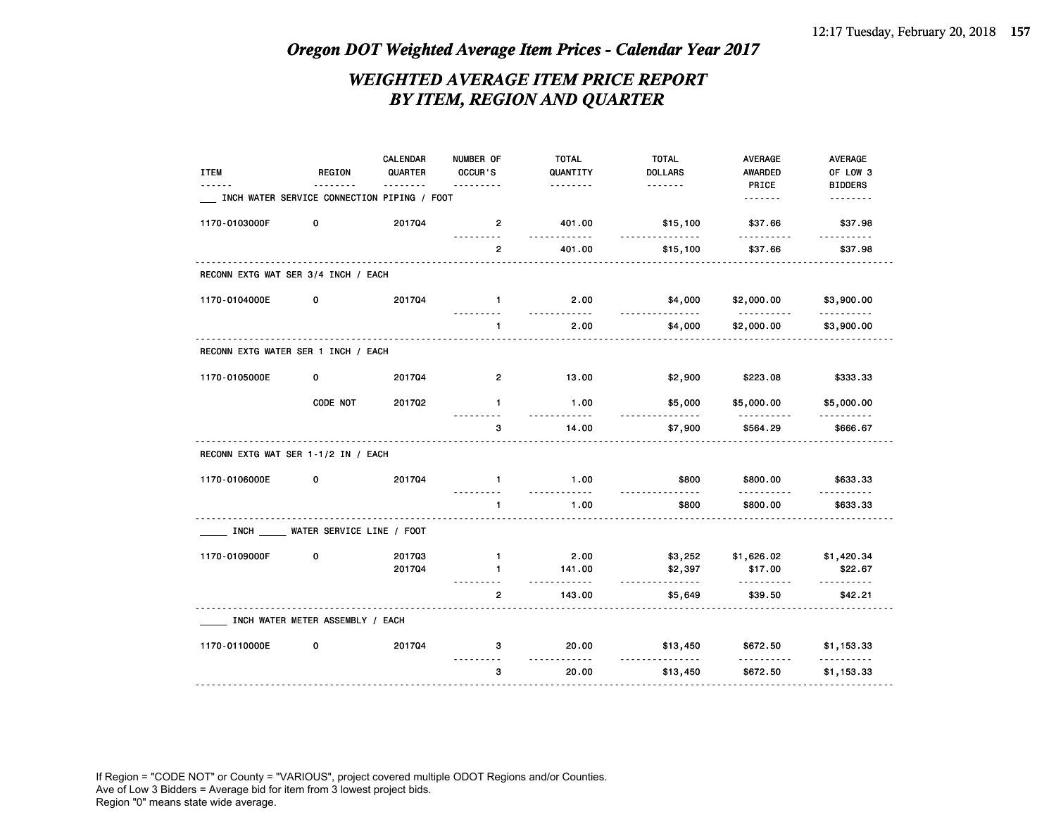# Oregon DOT Weighted Average Item Prices - Calendar Year 2017

## WEIGHTED AVERAGE ITEM PRICE REPORT BY ITEM, REGION AND QUARTER

| ITEM | REGION | CALENDAR QUARTER | NUMBER OF OCCUR'S | TOTAL QUANTITY | TOTAL DOLLARS | AVERAGE AWARDED PRICE | AVERAGE OF LOW 3 BIDDERS |
|---|---|---|---|---|---|---|---|
| ___ INCH WATER SERVICE CONNECTION PIPING / FOOT | | | | | | | |
| 1170-0103000F | 0 | 2017Q4 | 2 | 401.00 | $15,100 | $37.66 | $37.98 |
| | | | 2 | 401.00 | $15,100 | $37.66 | $37.98 |
| RECONN EXTG WAT SER 3/4 INCH / EACH | | | | | | | |
| 1170-0104000E | 0 | 2017Q4 | 1 | 2.00 | $4,000 | $2,000.00 | $3,900.00 |
| | | | 1 | 2.00 | $4,000 | $2,000.00 | $3,900.00 |
| RECONN EXTG WATER SER 1 INCH / EACH | | | | | | | |
| 1170-0105000E | 0 | 2017Q4 | 2 | 13.00 | $2,900 | $223.08 | $333.33 |
| | CODE NOT | 2017Q2 | 1 | 1.00 | $5,000 | $5,000.00 | $5,000.00 |
| | | | 3 | 14.00 | $7,900 | $564.29 | $666.67 |
| RECONN EXTG WAT SER 1-1/2 IN / EACH | | | | | | | |
| 1170-0106000E | 0 | 2017Q4 | 1 | 1.00 | $800 | $800.00 | $633.33 |
| | | | 1 | 1.00 | $800 | $800.00 | $633.33 |
| _____ INCH _____ WATER SERVICE LINE / FOOT | | | | | | | |
| 1170-0109000F | 0 | 2017Q3 | 1 | 2.00 | $3,252 | $1,626.02 | $1,420.34 |
| | | 2017Q4 | 1 | 141.00 | $2,397 | $17.00 | $22.67 |
| | | | 2 | 143.00 | $5,649 | $39.50 | $42.21 |
| _____ INCH WATER METER ASSEMBLY / EACH | | | | | | | |
| 1170-0110000E | 0 | 2017Q4 | 3 | 20.00 | $13,450 | $672.50 | $1,153.33 |
| | | | 3 | 20.00 | $13,450 | $672.50 | $1,153.33 |

If Region = "CODE NOT" or County = "VARIOUS", project covered multiple ODOT Regions and/or Counties.
Ave of Low 3 Bidders = Average bid for item from 3 lowest project bids.
Region "0" means state wide average.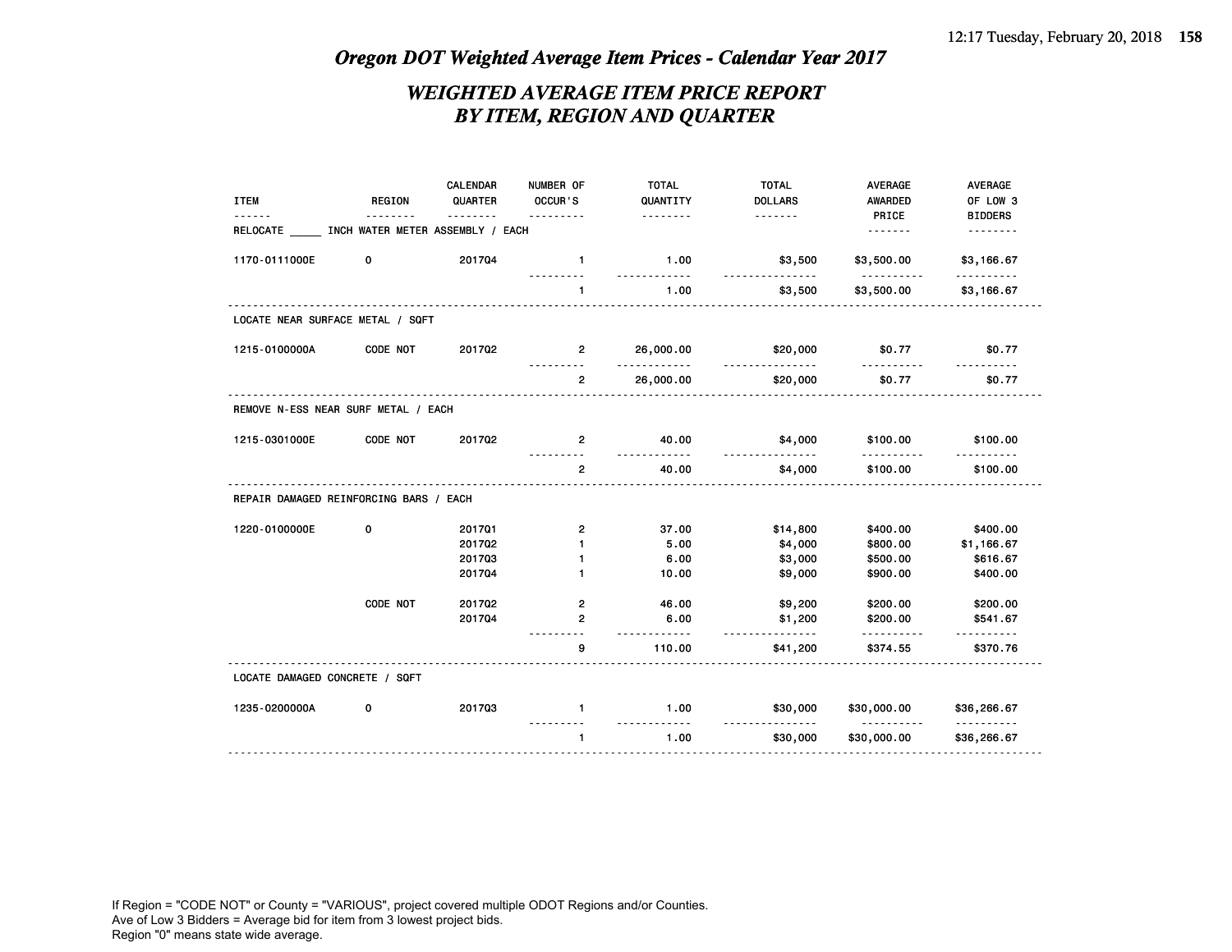# *Oregon DOT Weighted Average Item Prices - Calendar Year 2017*

## *WEIGHTED AVERAGE ITEM PRICE REPORT BY ITEM, REGION AND QUARTER*

| ITEM | REGION | CALENDAR QUARTER | NUMBER OF OCCUR'S | TOTAL QUANTITY | TOTAL DOLLARS | AVERAGE AWARDED PRICE | AVERAGE OF LOW 3 BIDDERS |
|---|---|---|---|---|---|---|---|
| RELOCATE _____ INCH WATER METER ASSEMBLY / EACH | | | | | | | |
| 1170-0111000E | 0 | 2017Q4 | 1 | 1.00 | $3,500 | $3,500.00 | $3,166.67 |
| | | | 1 | 1.00 | $3,500 | $3,500.00 | $3,166.67 |
| LOCATE NEAR SURFACE METAL / SQFT | | | | | | | |
| 1215-0100000A | CODE NOT | 2017Q2 | 2 | 26,000.00 | $20,000 | $0.77 | $0.77 |
| | | | 2 | 26,000.00 | $20,000 | $0.77 | $0.77 |
| REMOVE N-ESS NEAR SURF METAL / EACH | | | | | | | |
| 1215-0301000E | CODE NOT | 2017Q2 | 2 | 40.00 | $4,000 | $100.00 | $100.00 |
| | | | 2 | 40.00 | $4,000 | $100.00 | $100.00 |
| REPAIR DAMAGED REINFORCING BARS / EACH | | | | | | | |
| 1220-0100000E | 0 | 2017Q1 | 2 | 37.00 | $14,800 | $400.00 | $400.00 |
| | | 2017Q2 | 1 | 5.00 | $4,000 | $800.00 | $1,166.67 |
| | | 2017Q3 | 1 | 6.00 | $3,000 | $500.00 | $616.67 |
| | | 2017Q4 | 1 | 10.00 | $9,000 | $900.00 | $400.00 |
| | CODE NOT | 2017Q2 | 2 | 46.00 | $9,200 | $200.00 | $200.00 |
| | | 2017Q4 | 2 | 6.00 | $1,200 | $200.00 | $541.67 |
| | | | 9 | 110.00 | $41,200 | $374.55 | $370.76 |
| LOCATE DAMAGED CONCRETE / SQFT | | | | | | | |
| 1235-0200000A | 0 | 2017Q3 | 1 | 1.00 | $30,000 | $30,000.00 | $36,266.67 |
| | | | 1 | 1.00 | $30,000 | $30,000.00 | $36,266.67 |

If Region = "CODE NOT" or County = "VARIOUS", project covered multiple ODOT Regions and/or Counties.
Ave of Low 3 Bidders = Average bid for item from 3 lowest project bids.
Region "0" means state wide average.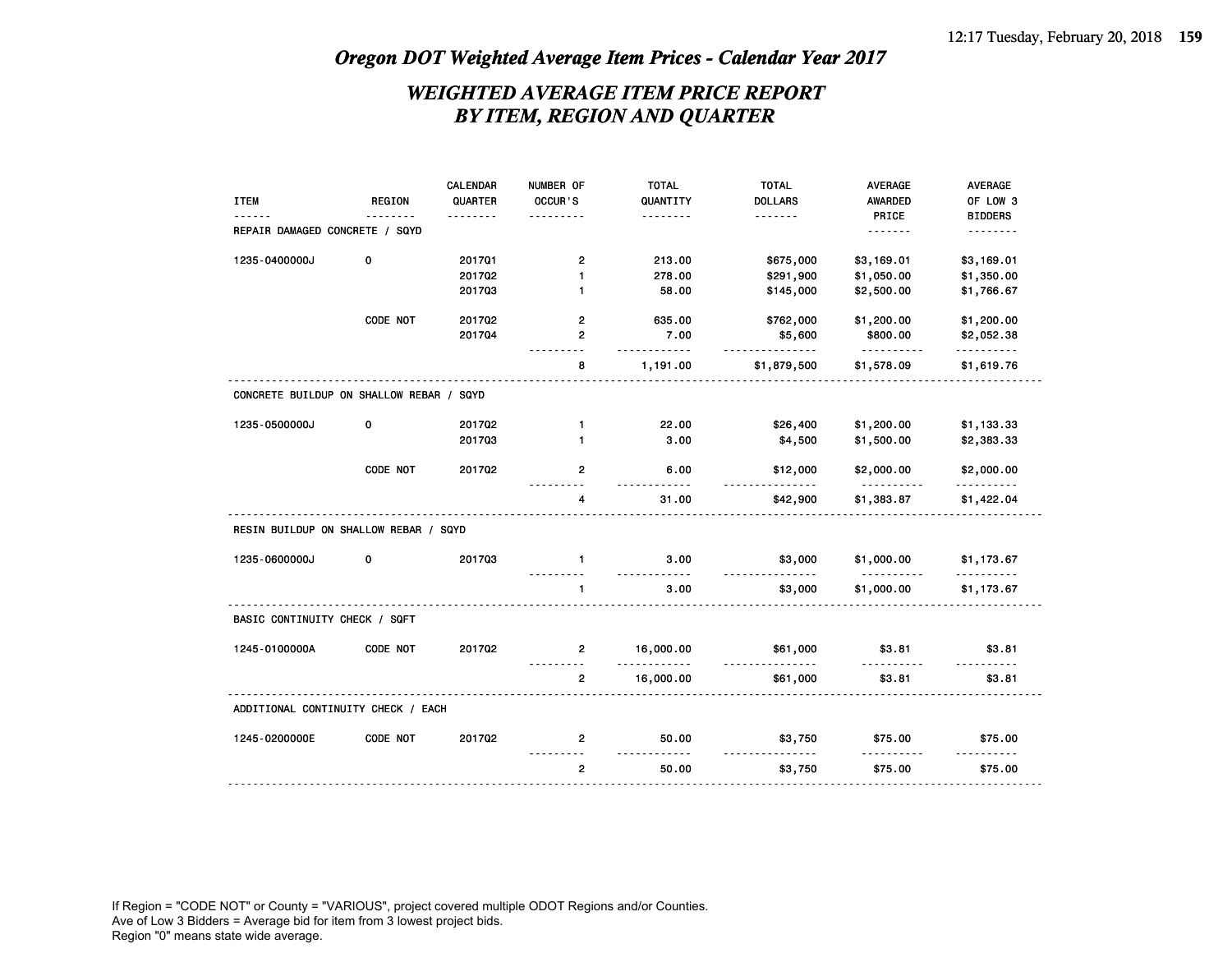## *Oregon DOT Weighted Average Item Prices - Calendar Year 2017*

## *WEIGHTED AVERAGE ITEM PRICE REPORT BY ITEM, REGION AND QUARTER*

| ITEM | REGION | CALENDAR QUARTER | NUMBER OF OCCUR'S | TOTAL QUANTITY | TOTAL DOLLARS | AVERAGE AWARDED PRICE | AVERAGE OF LOW 3 BIDDERS |
|---|---|---|---|---|---|---|---|
| REPAIR DAMAGED CONCRETE / SQYD | | | | | | | |
| 1235-0400000J | 0 | 2017Q1 | 2 | 213.00 | $675,000 | $3,169.01 | $3,169.01 |
| | | 2017Q2 | 1 | 278.00 | $291,900 | $1,050.00 | $1,350.00 |
| | | 2017Q3 | 1 | 58.00 | $145,000 | $2,500.00 | $1,766.67 |
| | CODE NOT | 2017Q2 | 2 | 635.00 | $762,000 | $1,200.00 | $1,200.00 |
| | | 2017Q4 | 2 | 7.00 | $5,600 | $800.00 | $2,052.38 |
| | | | 8 | 1,191.00 | $1,879,500 | $1,578.09 | $1,619.76 |
| CONCRETE BUILDUP ON SHALLOW REBAR / SQYD | | | | | | | |
| 1235-0500000J | 0 | 2017Q2 | 1 | 22.00 | $26,400 | $1,200.00 | $1,133.33 |
| | | 2017Q3 | 1 | 3.00 | $4,500 | $1,500.00 | $2,383.33 |
| | CODE NOT | 2017Q2 | 2 | 6.00 | $12,000 | $2,000.00 | $2,000.00 |
| | | | 4 | 31.00 | $42,900 | $1,383.87 | $1,422.04 |
| RESIN BUILDUP ON SHALLOW REBAR / SQYD | | | | | | | |
| 1235-0600000J | 0 | 2017Q3 | 1 | 3.00 | $3,000 | $1,000.00 | $1,173.67 |
| | | | 1 | 3.00 | $3,000 | $1,000.00 | $1,173.67 |
| BASIC CONTINUITY CHECK / SQFT | | | | | | | |
| 1245-0100000A | CODE NOT | 2017Q2 | 2 | 16,000.00 | $61,000 | $3.81 | $3.81 |
| | | | 2 | 16,000.00 | $61,000 | $3.81 | $3.81 |
| ADDITIONAL CONTINUITY CHECK / EACH | | | | | | | |
| 1245-0200000E | CODE NOT | 2017Q2 | 2 | 50.00 | $3,750 | $75.00 | $75.00 |
| | | | 2 | 50.00 | $3,750 | $75.00 | $75.00 |

If Region = "CODE NOT" or County = "VARIOUS", project covered multiple ODOT Regions and/or Counties.
Ave of Low 3 Bidders = Average bid for item from 3 lowest project bids.
Region "0" means state wide average.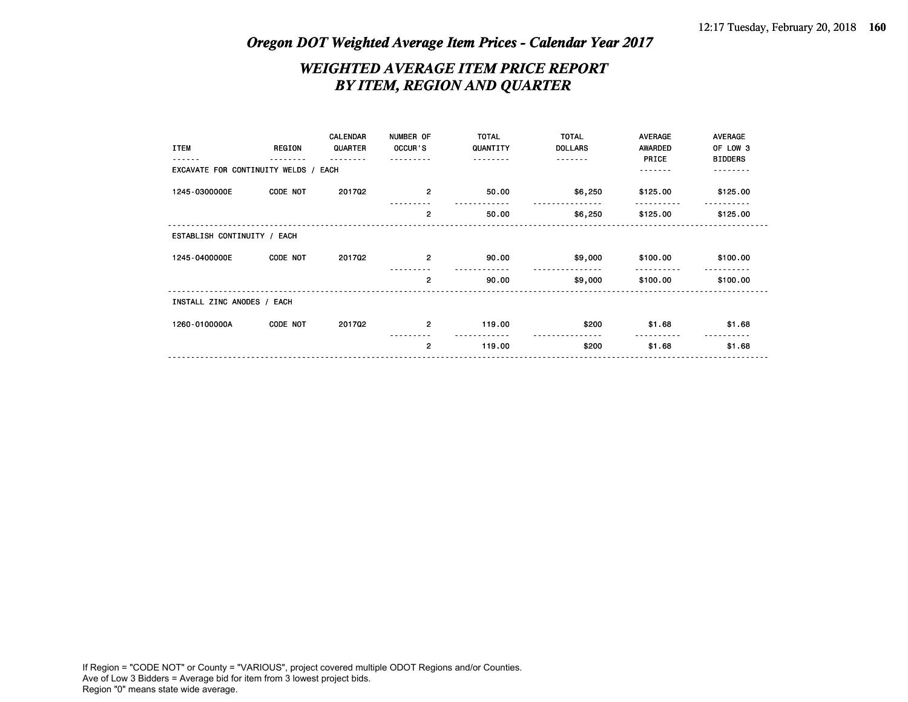## *Oregon DOT Weighted Average Item Prices - Calendar Year 2017*

### *WEIGHTED AVERAGE ITEM PRICE REPORT BY ITEM, REGION AND QUARTER*

| ITEM | REGION | CALENDAR QUARTER | NUMBER OF OCCUR'S | TOTAL QUANTITY | TOTAL DOLLARS | AVERAGE AWARDED PRICE | AVERAGE OF LOW 3 BIDDERS |
|---|---|---|---|---|---|---|---|
| EXCAVATE FOR CONTINUITY WELDS / EACH | | | | | | | |
| 1245-0300000E | CODE NOT | 2017Q2 | 2 | 50.00 | $6,250 | $125.00 | $125.00 |
| | | | 2 | 50.00 | $6,250 | $125.00 | $125.00 |
| ESTABLISH CONTINUITY / EACH | | | | | | | |
| 1245-0400000E | CODE NOT | 2017Q2 | 2 | 90.00 | $9,000 | $100.00 | $100.00 |
| | | | 2 | 90.00 | $9,000 | $100.00 | $100.00 |
| INSTALL ZINC ANODES / EACH | | | | | | | |
| 1260-0100000A | CODE NOT | 2017Q2 | 2 | 119.00 | $200 | $1.68 | $1.68 |
| | | | 2 | 119.00 | $200 | $1.68 | $1.68 |

If Region = "CODE NOT" or County = "VARIOUS", project covered multiple ODOT Regions and/or Counties.
Ave of Low 3 Bidders = Average bid for item from 3 lowest project bids.
Region "0" means state wide average.